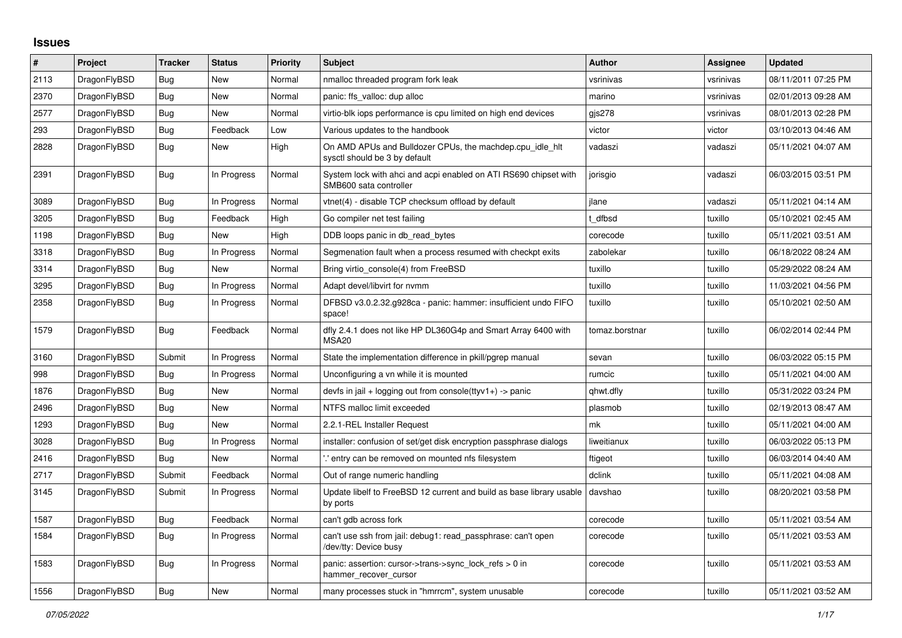# Issues

| # | Project | Tracker | Status | Priority | Subject | Author | Assignee | Updated |
|---|---|---|---|---|---|---|---|---|
| 2113 | DragonFlyBSD | Bug | New | Normal | nmalloc threaded program fork leak | vsrinivas | vsrinivas | 08/11/2011 07:25 PM |
| 2370 | DragonFlyBSD | Bug | New | Normal | panic: ffs_valloc: dup alloc | marino | vsrinivas | 02/01/2013 09:28 AM |
| 2577 | DragonFlyBSD | Bug | New | Normal | virtio-blk iops performance is cpu limited on high end devices | gjs278 | vsrinivas | 08/01/2013 02:28 PM |
| 293 | DragonFlyBSD | Bug | Feedback | Low | Various updates to the handbook | victor | victor | 03/10/2013 04:46 AM |
| 2828 | DragonFlyBSD | Bug | New | High | On AMD APUs and Bulldozer CPUs, the machdep.cpu_idle_hlt sysctl should be 3 by default | vadaszi | vadaszi | 05/11/2021 04:07 AM |
| 2391 | DragonFlyBSD | Bug | In Progress | Normal | System lock with ahci and acpi enabled on ATI RS690 chipset with SMB600 sata controller | jorisgio | vadaszi | 06/03/2015 03:51 PM |
| 3089 | DragonFlyBSD | Bug | In Progress | Normal | vtnet(4) - disable TCP checksum offload by default | jlane | vadaszi | 05/11/2021 04:14 AM |
| 3205 | DragonFlyBSD | Bug | Feedback | High | Go compiler net test failing | t_dfbsd | tuxillo | 05/10/2021 02:45 AM |
| 1198 | DragonFlyBSD | Bug | New | High | DDB loops panic in db_read_bytes | corecode | tuxillo | 05/11/2021 03:51 AM |
| 3318 | DragonFlyBSD | Bug | In Progress | Normal | Segmenation fault when a process resumed with checkpt exits | zabolekar | tuxillo | 06/18/2022 08:24 AM |
| 3314 | DragonFlyBSD | Bug | New | Normal | Bring virtio_console(4) from FreeBSD | tuxillo | tuxillo | 05/29/2022 08:24 AM |
| 3295 | DragonFlyBSD | Bug | In Progress | Normal | Adapt devel/libvirt for nvmm | tuxillo | tuxillo | 11/03/2021 04:56 PM |
| 2358 | DragonFlyBSD | Bug | In Progress | Normal | DFBSD v3.0.2.32.g928ca - panic: hammer: insufficient undo FIFO space! | tuxillo | tuxillo | 05/10/2021 02:50 AM |
| 1579 | DragonFlyBSD | Bug | Feedback | Normal | dfly 2.4.1 does not like HP DL360G4p and Smart Array 6400 with MSA20 | tomaz.borstnar | tuxillo | 06/02/2014 02:44 PM |
| 3160 | DragonFlyBSD | Submit | In Progress | Normal | State the implementation difference in pkill/pgrep manual | sevan | tuxillo | 06/03/2022 05:15 PM |
| 998 | DragonFlyBSD | Bug | In Progress | Normal | Unconfiguring a vn while it is mounted | rumcic | tuxillo | 05/11/2021 04:00 AM |
| 1876 | DragonFlyBSD | Bug | New | Normal | devfs in jail + logging out from console(ttyv1+) -> panic | qhwt.dfly | tuxillo | 05/31/2022 03:24 PM |
| 2496 | DragonFlyBSD | Bug | New | Normal | NTFS malloc limit exceeded | plasmob | tuxillo | 02/19/2013 08:47 AM |
| 1293 | DragonFlyBSD | Bug | New | Normal | 2.2.1-REL Installer Request | mk | tuxillo | 05/11/2021 04:00 AM |
| 3028 | DragonFlyBSD | Bug | In Progress | Normal | installer: confusion of set/get disk encryption passphrase dialogs | liweitianux | tuxillo | 06/03/2022 05:13 PM |
| 2416 | DragonFlyBSD | Bug | New | Normal | '.' entry can be removed on mounted nfs filesystem | ftigeot | tuxillo | 06/03/2014 04:40 AM |
| 2717 | DragonFlyBSD | Submit | Feedback | Normal | Out of range numeric handling | dclink | tuxillo | 05/11/2021 04:08 AM |
| 3145 | DragonFlyBSD | Submit | In Progress | Normal | Update libelf to FreeBSD 12 current and build as base library usable by ports | davshao | tuxillo | 08/20/2021 03:58 PM |
| 1587 | DragonFlyBSD | Bug | Feedback | Normal | can't gdb across fork | corecode | tuxillo | 05/11/2021 03:54 AM |
| 1584 | DragonFlyBSD | Bug | In Progress | Normal | can't use ssh from jail: debug1: read_passphrase: can't open /dev/tty: Device busy | corecode | tuxillo | 05/11/2021 03:53 AM |
| 1583 | DragonFlyBSD | Bug | In Progress | Normal | panic: assertion: cursor->trans->sync_lock_refs > 0 in hammer_recover_cursor | corecode | tuxillo | 05/11/2021 03:53 AM |
| 1556 | DragonFlyBSD | Bug | New | Normal | many processes stuck in "hmrrcm", system unusable | corecode | tuxillo | 05/11/2021 03:52 AM |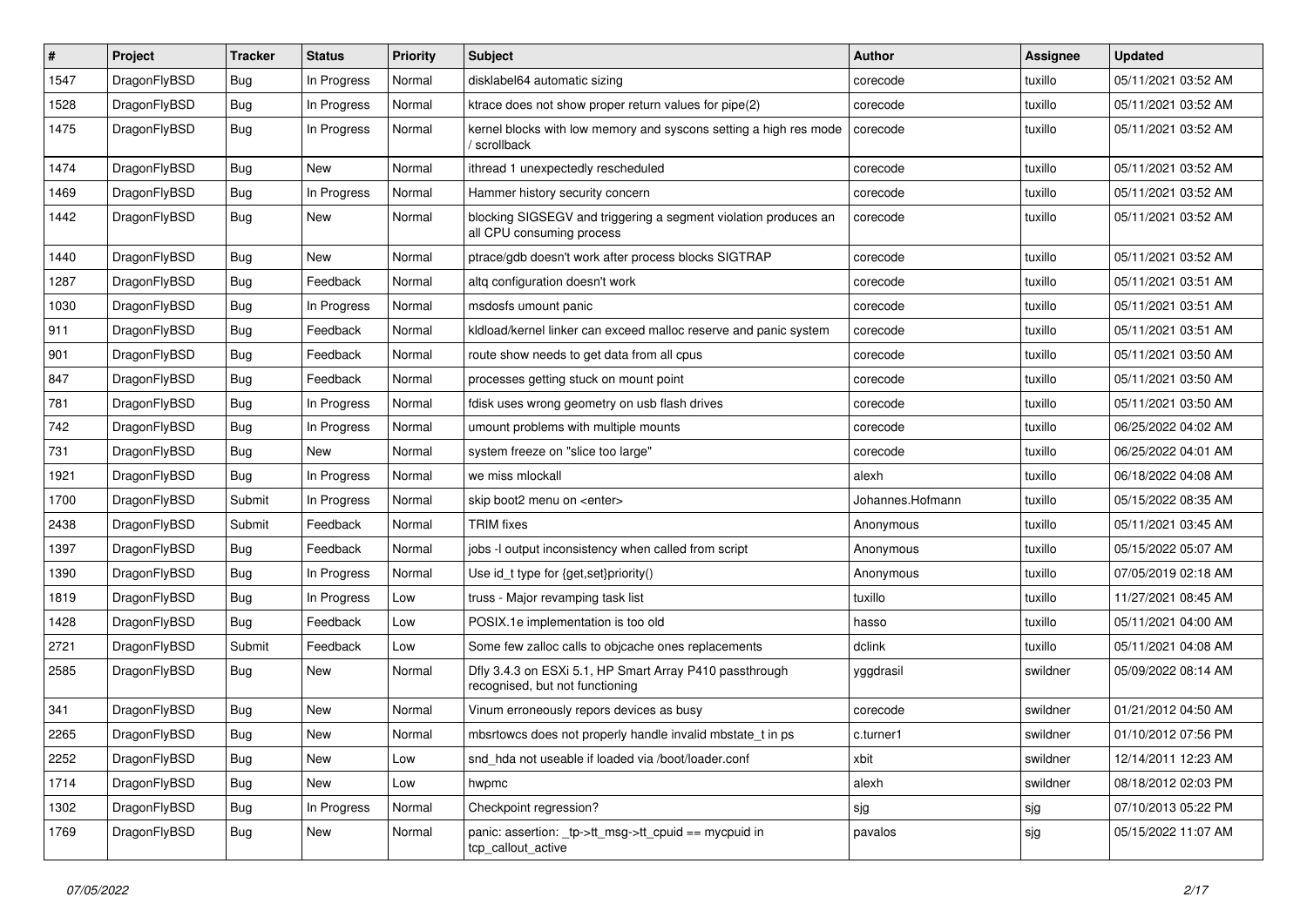| # | Project | Tracker | Status | Priority | Subject | Author | Assignee | Updated |
|---|---|---|---|---|---|---|---|---|
| 1547 | DragonFlyBSD | Bug | In Progress | Normal | disklabel64 automatic sizing | corecode | tuxillo | 05/11/2021 03:52 AM |
| 1528 | DragonFlyBSD | Bug | In Progress | Normal | ktrace does not show proper return values for pipe(2) | corecode | tuxillo | 05/11/2021 03:52 AM |
| 1475 | DragonFlyBSD | Bug | In Progress | Normal | kernel blocks with low memory and syscons setting a high res mode / scrollback | corecode | tuxillo | 05/11/2021 03:52 AM |
| 1474 | DragonFlyBSD | Bug | New | Normal | ithread 1 unexpectedly rescheduled | corecode | tuxillo | 05/11/2021 03:52 AM |
| 1469 | DragonFlyBSD | Bug | In Progress | Normal | Hammer history security concern | corecode | tuxillo | 05/11/2021 03:52 AM |
| 1442 | DragonFlyBSD | Bug | New | Normal | blocking SIGSEGV and triggering a segment violation produces an all CPU consuming process | corecode | tuxillo | 05/11/2021 03:52 AM |
| 1440 | DragonFlyBSD | Bug | New | Normal | ptrace/gdb doesn't work after process blocks SIGTRAP | corecode | tuxillo | 05/11/2021 03:52 AM |
| 1287 | DragonFlyBSD | Bug | Feedback | Normal | altq configuration doesn't work | corecode | tuxillo | 05/11/2021 03:51 AM |
| 1030 | DragonFlyBSD | Bug | In Progress | Normal | msdosfs umount panic | corecode | tuxillo | 05/11/2021 03:51 AM |
| 911 | DragonFlyBSD | Bug | Feedback | Normal | kldload/kernel linker can exceed malloc reserve and panic system | corecode | tuxillo | 05/11/2021 03:51 AM |
| 901 | DragonFlyBSD | Bug | Feedback | Normal | route show needs to get data from all cpus | corecode | tuxillo | 05/11/2021 03:50 AM |
| 847 | DragonFlyBSD | Bug | Feedback | Normal | processes getting stuck on mount point | corecode | tuxillo | 05/11/2021 03:50 AM |
| 781 | DragonFlyBSD | Bug | In Progress | Normal | fdisk uses wrong geometry on usb flash drives | corecode | tuxillo | 05/11/2021 03:50 AM |
| 742 | DragonFlyBSD | Bug | In Progress | Normal | umount problems with multiple mounts | corecode | tuxillo | 06/25/2022 04:02 AM |
| 731 | DragonFlyBSD | Bug | New | Normal | system freeze on "slice too large" | corecode | tuxillo | 06/25/2022 04:01 AM |
| 1921 | DragonFlyBSD | Bug | In Progress | Normal | we miss mlockall | alexh | tuxillo | 06/18/2022 04:08 AM |
| 1700 | DragonFlyBSD | Submit | In Progress | Normal | skip boot2 menu on <enter> | Johannes.Hofmann | tuxillo | 05/15/2022 08:35 AM |
| 2438 | DragonFlyBSD | Submit | Feedback | Normal | TRIM fixes | Anonymous | tuxillo | 05/11/2021 03:45 AM |
| 1397 | DragonFlyBSD | Bug | Feedback | Normal | jobs -l output inconsistency when called from script | Anonymous | tuxillo | 05/15/2022 05:07 AM |
| 1390 | DragonFlyBSD | Bug | In Progress | Normal | Use id_t type for {get,set}priority() | Anonymous | tuxillo | 07/05/2019 02:18 AM |
| 1819 | DragonFlyBSD | Bug | In Progress | Low | truss - Major revamping task list | tuxillo | tuxillo | 11/27/2021 08:45 AM |
| 1428 | DragonFlyBSD | Bug | Feedback | Low | POSIX.1e implementation is too old | hasso | tuxillo | 05/11/2021 04:00 AM |
| 2721 | DragonFlyBSD | Submit | Feedback | Low | Some few zalloc calls to objcache ones replacements | dclink | tuxillo | 05/11/2021 04:08 AM |
| 2585 | DragonFlyBSD | Bug | New | Normal | Dfly 3.4.3 on ESXi 5.1, HP Smart Array P410 passthrough recognised, but not functioning | yggdrasil | swildner | 05/09/2022 08:14 AM |
| 341 | DragonFlyBSD | Bug | New | Normal | Vinum erroneously repors devices as busy | corecode | swildner | 01/21/2012 04:50 AM |
| 2265 | DragonFlyBSD | Bug | New | Normal | mbsrtowcs does not properly handle invalid mbstate_t in ps | c.turner1 | swildner | 01/10/2012 07:56 PM |
| 2252 | DragonFlyBSD | Bug | New | Low | snd_hda not useable if loaded via /boot/loader.conf | xbit | swildner | 12/14/2011 12:23 AM |
| 1714 | DragonFlyBSD | Bug | New | Low | hwpmc | alexh | swildner | 08/18/2012 02:03 PM |
| 1302 | DragonFlyBSD | Bug | In Progress | Normal | Checkpoint regression? | sjg | sjg | 07/10/2013 05:22 PM |
| 1769 | DragonFlyBSD | Bug | New | Normal | panic: assertion: _tp->tt_msg->tt_cpuid == mycpuid in tcp_callout_active | pavalos | sjg | 05/15/2022 11:07 AM |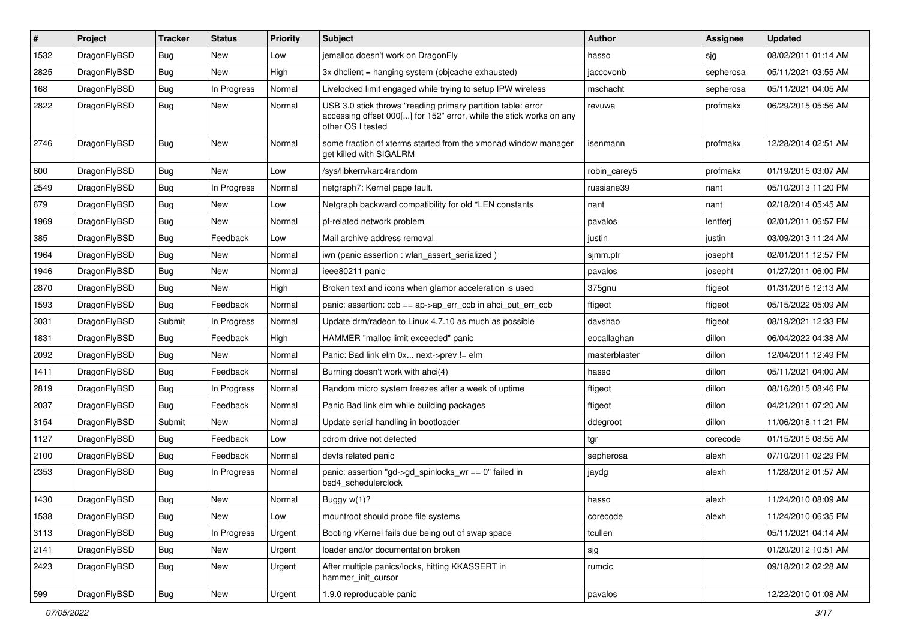| # | Project | Tracker | Status | Priority | Subject | Author | Assignee | Updated |
|---|---|---|---|---|---|---|---|---|
| 1532 | DragonFlyBSD | Bug | New | Low | jemalloc doesn't work on DragonFly | hasso | sjg | 08/02/2011 01:14 AM |
| 2825 | DragonFlyBSD | Bug | New | High | 3x dhclient = hanging system (objcache exhausted) | jaccovonb | sepherosa | 05/11/2021 03:55 AM |
| 168 | DragonFlyBSD | Bug | In Progress | Normal | Livelocked limit engaged while trying to setup IPW wireless | mschacht | sepherosa | 05/11/2021 04:05 AM |
| 2822 | DragonFlyBSD | Bug | New | Normal | USB 3.0 stick throws "reading primary partition table: error accessing offset 000[...] for 152" error, while the stick works on any other OS I tested | revuwa | profmakx | 06/29/2015 05:56 AM |
| 2746 | DragonFlyBSD | Bug | New | Normal | some fraction of xterms started from the xmonad window manager get killed with SIGALRM | isenmann | profmakx | 12/28/2014 02:51 AM |
| 600 | DragonFlyBSD | Bug | New | Low | /sys/libkern/karc4random | robin_carey5 | profmakx | 01/19/2015 03:07 AM |
| 2549 | DragonFlyBSD | Bug | In Progress | Normal | netgraph7: Kernel page fault. | russiane39 | nant | 05/10/2013 11:20 PM |
| 679 | DragonFlyBSD | Bug | New | Low | Netgraph backward compatibility for old *LEN constants | nant | nant | 02/18/2014 05:45 AM |
| 1969 | DragonFlyBSD | Bug | New | Normal | pf-related network problem | pavalos | lentferj | 02/01/2011 06:57 PM |
| 385 | DragonFlyBSD | Bug | Feedback | Low | Mail archive address removal | justin | justin | 03/09/2013 11:24 AM |
| 1964 | DragonFlyBSD | Bug | New | Normal | iwn (panic assertion : wlan_assert_serialized ) | sjmm.ptr | josepht | 02/01/2011 12:57 PM |
| 1946 | DragonFlyBSD | Bug | New | Normal | ieee80211 panic | pavalos | josepht | 01/27/2011 06:00 PM |
| 2870 | DragonFlyBSD | Bug | New | High | Broken text and icons when glamor acceleration is used | 375gnu | ftigeot | 01/31/2016 12:13 AM |
| 1593 | DragonFlyBSD | Bug | Feedback | Normal | panic: assertion: ccb == ap->ap_err_ccb in ahci_put_err_ccb | ftigeot | ftigeot | 05/15/2022 05:09 AM |
| 3031 | DragonFlyBSD | Submit | In Progress | Normal | Update drm/radeon to Linux 4.7.10 as much as possible | davshao | ftigeot | 08/19/2021 12:33 PM |
| 1831 | DragonFlyBSD | Bug | Feedback | High | HAMMER "malloc limit exceeded" panic | eocallaghan | dillon | 06/04/2022 04:38 AM |
| 2092 | DragonFlyBSD | Bug | New | Normal | Panic: Bad link elm 0x... next->prev != elm | masterblaster | dillon | 12/04/2011 12:49 PM |
| 1411 | DragonFlyBSD | Bug | Feedback | Normal | Burning doesn't work with ahci(4) | hasso | dillon | 05/11/2021 04:00 AM |
| 2819 | DragonFlyBSD | Bug | In Progress | Normal | Random micro system freezes after a week of uptime | ftigeot | dillon | 08/16/2015 08:46 PM |
| 2037 | DragonFlyBSD | Bug | Feedback | Normal | Panic Bad link elm while building packages | ftigeot | dillon | 04/21/2011 07:20 AM |
| 3154 | DragonFlyBSD | Submit | New | Normal | Update serial handling in bootloader | ddegroot | dillon | 11/06/2018 11:21 PM |
| 1127 | DragonFlyBSD | Bug | Feedback | Low | cdrom drive not detected | tgr | corecode | 01/15/2015 08:55 AM |
| 2100 | DragonFlyBSD | Bug | Feedback | Normal | devfs related panic | sepherosa | alexh | 07/10/2011 02:29 PM |
| 2353 | DragonFlyBSD | Bug | In Progress | Normal | panic: assertion "gd->gd_spinlocks_wr == 0" failed in bsd4_schedulerclock | jaydg | alexh | 11/28/2012 01:57 AM |
| 1430 | DragonFlyBSD | Bug | New | Normal | Buggy w(1)? | hasso | alexh | 11/24/2010 08:09 AM |
| 1538 | DragonFlyBSD | Bug | New | Low | mountroot should probe file systems | corecode | alexh | 11/24/2010 06:35 PM |
| 3113 | DragonFlyBSD | Bug | In Progress | Urgent | Booting vKernel fails due being out of swap space | tcullen | | 05/11/2021 04:14 AM |
| 2141 | DragonFlyBSD | Bug | New | Urgent | loader and/or documentation broken | sjg | | 01/20/2012 10:51 AM |
| 2423 | DragonFlyBSD | Bug | New | Urgent | After multiple panics/locks, hitting KKASSERT in hammer_init_cursor | rumcic | | 09/18/2012 02:28 AM |
| 599 | DragonFlyBSD | Bug | New | Urgent | 1.9.0 reproducable panic | pavalos | | 12/22/2010 01:08 AM |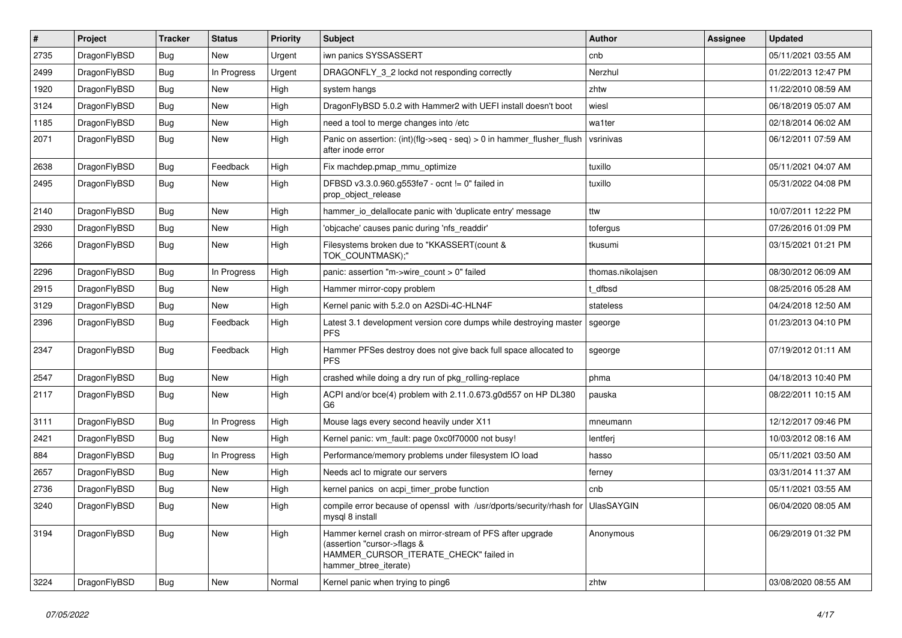| # | Project | Tracker | Status | Priority | Subject | Author | Assignee | Updated |
|---|---|---|---|---|---|---|---|---|
| 2735 | DragonFlyBSD | Bug | New | Urgent | iwn panics SYSSASSERT | cnb | | 05/11/2021 03:55 AM |
| 2499 | DragonFlyBSD | Bug | In Progress | Urgent | DRAGONFLY_3_2 lockd not responding correctly | Nerzhul | | 01/22/2013 12:47 PM |
| 1920 | DragonFlyBSD | Bug | New | High | system hangs | zhtw | | 11/22/2010 08:59 AM |
| 3124 | DragonFlyBSD | Bug | New | High | DragonFlyBSD 5.0.2 with Hammer2 with UEFI install doesn't boot | wiesl | | 06/18/2019 05:07 AM |
| 1185 | DragonFlyBSD | Bug | New | High | need a tool to merge changes into /etc | wa1ter | | 02/18/2014 06:02 AM |
| 2071 | DragonFlyBSD | Bug | New | High | Panic on assertion: (int)(flg->seq - seq) > 0 in hammer_flusher_flush after inode error | vsrinivas | | 06/12/2011 07:59 AM |
| 2638 | DragonFlyBSD | Bug | Feedback | High | Fix machdep.pmap_mmu_optimize | tuxillo | | 05/11/2021 04:07 AM |
| 2495 | DragonFlyBSD | Bug | New | High | DFBSD v3.3.0.960.g553fe7 - ocnt != 0" failed in prop_object_release | tuxillo | | 05/31/2022 04:08 PM |
| 2140 | DragonFlyBSD | Bug | New | High | hammer_io_delallocate panic with 'duplicate entry' message | ttw | | 10/07/2011 12:22 PM |
| 2930 | DragonFlyBSD | Bug | New | High | 'objcache' causes panic during 'nfs_readdir' | tofergus | | 07/26/2016 01:09 PM |
| 3266 | DragonFlyBSD | Bug | New | High | Filesystems broken due to "KKASSERT(count & TOK_COUNTMASK);" | tkusumi | | 03/15/2021 01:21 PM |
| 2296 | DragonFlyBSD | Bug | In Progress | High | panic: assertion "m->wire_count > 0" failed | thomas.nikolajsen | | 08/30/2012 06:09 AM |
| 2915 | DragonFlyBSD | Bug | New | High | Hammer mirror-copy problem | t_dfbsd | | 08/25/2016 05:28 AM |
| 3129 | DragonFlyBSD | Bug | New | High | Kernel panic with 5.2.0 on A2SDi-4C-HLN4F | stateless | | 04/24/2018 12:50 AM |
| 2396 | DragonFlyBSD | Bug | Feedback | High | Latest 3.1 development version core dumps while destroying master PFS | sgeorge | | 01/23/2013 04:10 PM |
| 2347 | DragonFlyBSD | Bug | Feedback | High | Hammer PFSes destroy does not give back full space allocated to PFS | sgeorge | | 07/19/2012 01:11 AM |
| 2547 | DragonFlyBSD | Bug | New | High | crashed while doing a dry run of pkg_rolling-replace | phma | | 04/18/2013 10:40 PM |
| 2117 | DragonFlyBSD | Bug | New | High | ACPI and/or bce(4) problem with 2.11.0.673.g0d557 on HP DL380 G6 | pauska | | 08/22/2011 10:15 AM |
| 3111 | DragonFlyBSD | Bug | In Progress | High | Mouse lags every second heavily under X11 | mneumann | | 12/12/2017 09:46 PM |
| 2421 | DragonFlyBSD | Bug | New | High | Kernel panic: vm_fault: page 0xc0f70000 not busy! | lentferj | | 10/03/2012 08:16 AM |
| 884 | DragonFlyBSD | Bug | In Progress | High | Performance/memory problems under filesystem IO load | hasso | | 05/11/2021 03:50 AM |
| 2657 | DragonFlyBSD | Bug | New | High | Needs acl to migrate our servers | ferney | | 03/31/2014 11:37 AM |
| 2736 | DragonFlyBSD | Bug | New | High | kernel panics on acpi_timer_probe function | cnb | | 05/11/2021 03:55 AM |
| 3240 | DragonFlyBSD | Bug | New | High | compile error because of openssl with /usr/dports/security/rhash for mysql 8 install | UlasSAYGIN | | 06/04/2020 08:05 AM |
| 3194 | DragonFlyBSD | Bug | New | High | Hammer kernel crash on mirror-stream of PFS after upgrade (assertion "cursor->flags & HAMMER_CURSOR_ITERATE_CHECK" failed in hammer_btree_iterate) | Anonymous | | 06/29/2019 01:32 PM |
| 3224 | DragonFlyBSD | Bug | New | Normal | Kernel panic when trying to ping6 | zhtw | | 03/08/2020 08:55 AM |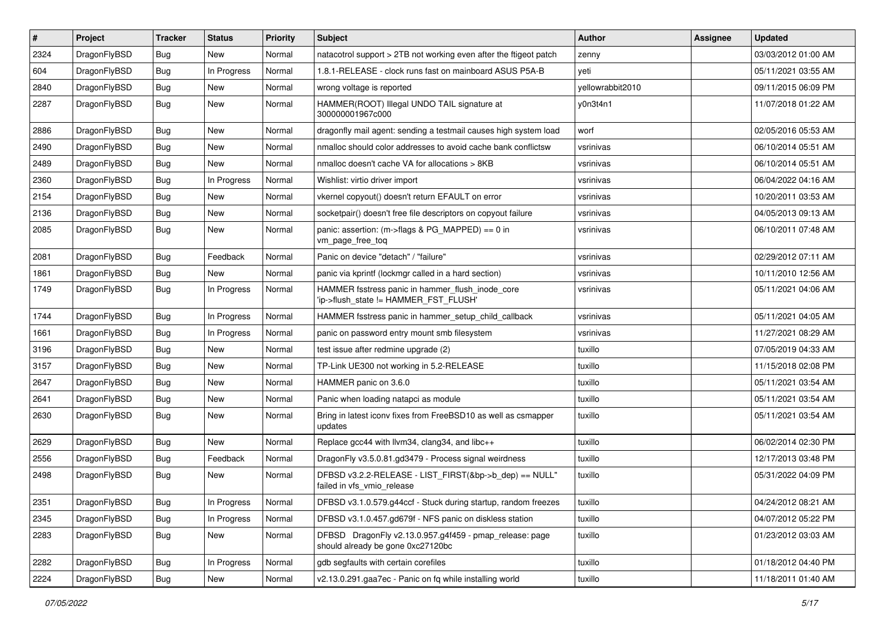| # | Project | Tracker | Status | Priority | Subject | Author | Assignee | Updated |
|---|---|---|---|---|---|---|---|---|
| 2324 | DragonFlyBSD | Bug | New | Normal | natacotrol support > 2TB not working even after the ftigeot patch | zenny | | 03/03/2012 01:00 AM |
| 604 | DragonFlyBSD | Bug | In Progress | Normal | 1.8.1-RELEASE - clock runs fast on mainboard ASUS P5A-B | yeti | | 05/11/2021 03:55 AM |
| 2840 | DragonFlyBSD | Bug | New | Normal | wrong voltage is reported | yellowrabbit2010 | | 09/11/2015 06:09 PM |
| 2287 | DragonFlyBSD | Bug | New | Normal | HAMMER(ROOT) Illegal UNDO TAIL signature at 300000001967c000 | y0n3t4n1 | | 11/07/2018 01:22 AM |
| 2886 | DragonFlyBSD | Bug | New | Normal | dragonfly mail agent: sending a testmail causes high system load | worf | | 02/05/2016 05:53 AM |
| 2490 | DragonFlyBSD | Bug | New | Normal | nmalloc should color addresses to avoid cache bank conflictsw | vsrinivas | | 06/10/2014 05:51 AM |
| 2489 | DragonFlyBSD | Bug | New | Normal | nmalloc doesn't cache VA for allocations > 8KB | vsrinivas | | 06/10/2014 05:51 AM |
| 2360 | DragonFlyBSD | Bug | In Progress | Normal | Wishlist: virtio driver import | vsrinivas | | 06/04/2022 04:16 AM |
| 2154 | DragonFlyBSD | Bug | New | Normal | vkernel copyout() doesn't return EFAULT on error | vsrinivas | | 10/20/2011 03:53 AM |
| 2136 | DragonFlyBSD | Bug | New | Normal | socketpair() doesn't free file descriptors on copyout failure | vsrinivas | | 04/05/2013 09:13 AM |
| 2085 | DragonFlyBSD | Bug | New | Normal | panic: assertion: (m->flags & PG_MAPPED) == 0 in vm_page_free_toq | vsrinivas | | 06/10/2011 07:48 AM |
| 2081 | DragonFlyBSD | Bug | Feedback | Normal | Panic on device "detach" / "failure" | vsrinivas | | 02/29/2012 07:11 AM |
| 1861 | DragonFlyBSD | Bug | New | Normal | panic via kprintf (lockmgr called in a hard section) | vsrinivas | | 10/11/2010 12:56 AM |
| 1749 | DragonFlyBSD | Bug | In Progress | Normal | HAMMER fsstress panic in hammer_flush_inode_core 'ip->flush_state != HAMMER_FST_FLUSH' | vsrinivas | | 05/11/2021 04:06 AM |
| 1744 | DragonFlyBSD | Bug | In Progress | Normal | HAMMER fsstress panic in hammer_setup_child_callback | vsrinivas | | 05/11/2021 04:05 AM |
| 1661 | DragonFlyBSD | Bug | In Progress | Normal | panic on password entry mount smb filesystem | vsrinivas | | 11/27/2021 08:29 AM |
| 3196 | DragonFlyBSD | Bug | New | Normal | test issue after redmine upgrade (2) | tuxillo | | 07/05/2019 04:33 AM |
| 3157 | DragonFlyBSD | Bug | New | Normal | TP-Link UE300 not working in 5.2-RELEASE | tuxillo | | 11/15/2018 02:08 PM |
| 2647 | DragonFlyBSD | Bug | New | Normal | HAMMER panic on 3.6.0 | tuxillo | | 05/11/2021 03:54 AM |
| 2641 | DragonFlyBSD | Bug | New | Normal | Panic when loading natapci as module | tuxillo | | 05/11/2021 03:54 AM |
| 2630 | DragonFlyBSD | Bug | New | Normal | Bring in latest iconv fixes from FreeBSD10 as well as csmapper updates | tuxillo | | 05/11/2021 03:54 AM |
| 2629 | DragonFlyBSD | Bug | New | Normal | Replace gcc44 with llvm34, clang34, and libc++ | tuxillo | | 06/02/2014 02:30 PM |
| 2556 | DragonFlyBSD | Bug | Feedback | Normal | DragonFly v3.5.0.81.gd3479 - Process signal weirdness | tuxillo | | 12/17/2013 03:48 PM |
| 2498 | DragonFlyBSD | Bug | New | Normal | DFBSD v3.2.2-RELEASE - LIST_FIRST(&bp->b_dep) == NULL" failed in vfs_vmio_release | tuxillo | | 05/31/2022 04:09 PM |
| 2351 | DragonFlyBSD | Bug | In Progress | Normal | DFBSD v3.1.0.579.g44ccf - Stuck during startup, random freezes | tuxillo | | 04/24/2012 08:21 AM |
| 2345 | DragonFlyBSD | Bug | In Progress | Normal | DFBSD v3.1.0.457.gd679f - NFS panic on diskless station | tuxillo | | 04/07/2012 05:22 PM |
| 2283 | DragonFlyBSD | Bug | New | Normal | DFBSD DragonFly v2.13.0.957.g4f459 - pmap_release: page should already be gone 0xc27120bc | tuxillo | | 01/23/2012 03:03 AM |
| 2282 | DragonFlyBSD | Bug | In Progress | Normal | gdb segfaults with certain corefiles | tuxillo | | 01/18/2012 04:40 PM |
| 2224 | DragonFlyBSD | Bug | New | Normal | v2.13.0.291.gaa7ec - Panic on fq while installing world | tuxillo | | 11/18/2011 01:40 AM |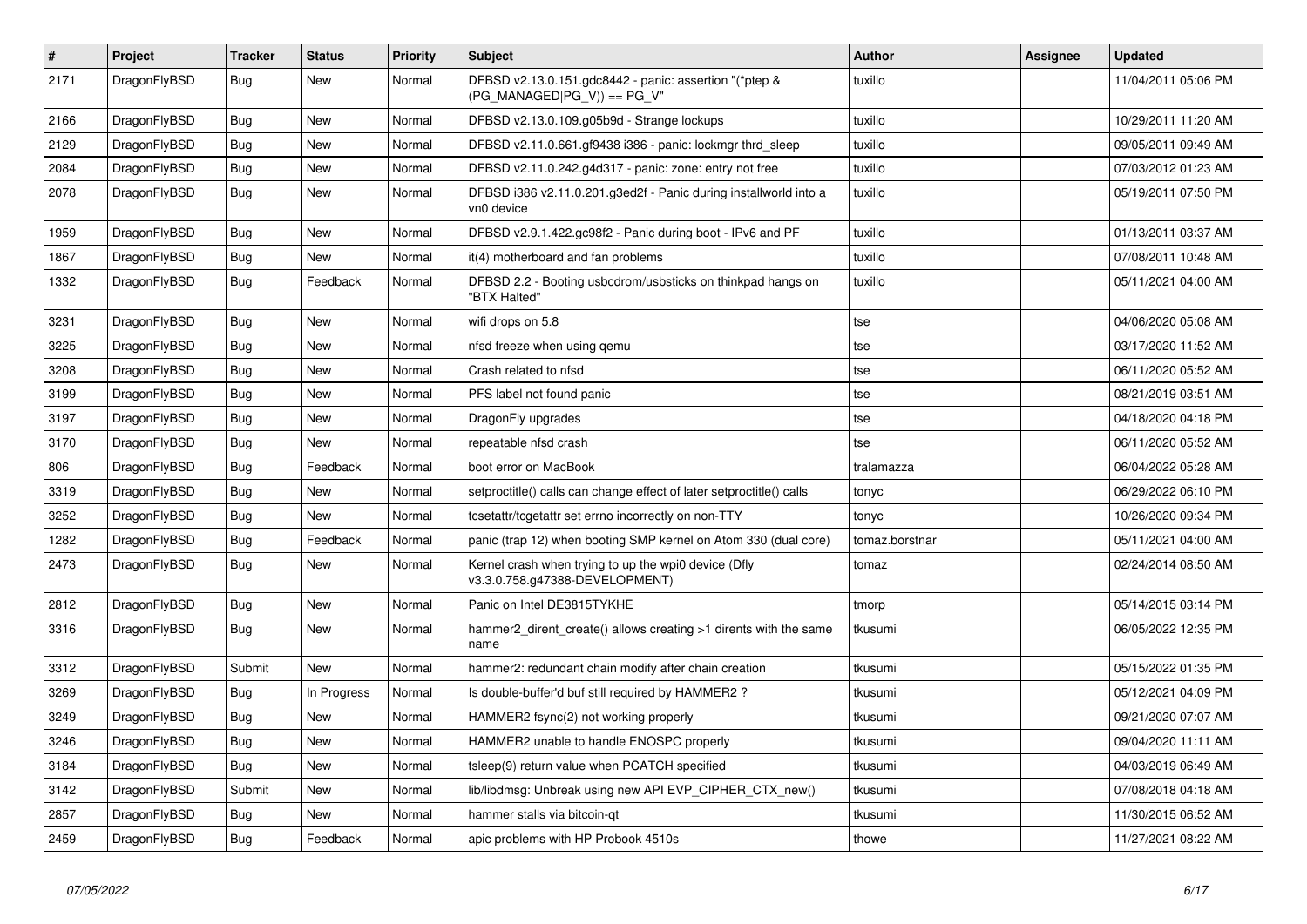| # | Project | Tracker | Status | Priority | Subject | Author | Assignee | Updated |
|---|---|---|---|---|---|---|---|---|
| 2171 | DragonFlyBSD | Bug | New | Normal | DFBSD v2.13.0.151.gdc8442 - panic: assertion "(*ptep & (PG_MANAGED\|PG_V)) == PG_V" | tuxillo | | 11/04/2011 05:06 PM |
| 2166 | DragonFlyBSD | Bug | New | Normal | DFBSD v2.13.0.109.g05b9d - Strange lockups | tuxillo | | 10/29/2011 11:20 AM |
| 2129 | DragonFlyBSD | Bug | New | Normal | DFBSD v2.11.0.661.gf9438 i386 - panic: lockmgr thrd_sleep | tuxillo | | 09/05/2011 09:49 AM |
| 2084 | DragonFlyBSD | Bug | New | Normal | DFBSD v2.11.0.242.g4d317 - panic: zone: entry not free | tuxillo | | 07/03/2012 01:23 AM |
| 2078 | DragonFlyBSD | Bug | New | Normal | DFBSD i386 v2.11.0.201.g3ed2f - Panic during installworld into a vn0 device | tuxillo | | 05/19/2011 07:50 PM |
| 1959 | DragonFlyBSD | Bug | New | Normal | DFBSD v2.9.1.422.gc98f2 - Panic during boot - IPv6 and PF | tuxillo | | 01/13/2011 03:37 AM |
| 1867 | DragonFlyBSD | Bug | New | Normal | it(4) motherboard and fan problems | tuxillo | | 07/08/2011 10:48 AM |
| 1332 | DragonFlyBSD | Bug | Feedback | Normal | DFBSD 2.2 - Booting usbcdrom/usbsticks on thinkpad hangs on "BTX Halted" | tuxillo | | 05/11/2021 04:00 AM |
| 3231 | DragonFlyBSD | Bug | New | Normal | wifi drops on 5.8 | tse | | 04/06/2020 05:08 AM |
| 3225 | DragonFlyBSD | Bug | New | Normal | nfsd freeze when using qemu | tse | | 03/17/2020 11:52 AM |
| 3208 | DragonFlyBSD | Bug | New | Normal | Crash related to nfsd | tse | | 06/11/2020 05:52 AM |
| 3199 | DragonFlyBSD | Bug | New | Normal | PFS label not found panic | tse | | 08/21/2019 03:51 AM |
| 3197 | DragonFlyBSD | Bug | New | Normal | DragonFly upgrades | tse | | 04/18/2020 04:18 PM |
| 3170 | DragonFlyBSD | Bug | New | Normal | repeatable nfsd crash | tse | | 06/11/2020 05:52 AM |
| 806 | DragonFlyBSD | Bug | Feedback | Normal | boot error on MacBook | tralamazza | | 06/04/2022 05:28 AM |
| 3319 | DragonFlyBSD | Bug | New | Normal | setproctitle() calls can change effect of later setproctitle() calls | tonyc | | 06/29/2022 06:10 PM |
| 3252 | DragonFlyBSD | Bug | New | Normal | tcsetattr/tcgetattr set errno incorrectly on non-TTY | tonyc | | 10/26/2020 09:34 PM |
| 1282 | DragonFlyBSD | Bug | Feedback | Normal | panic (trap 12) when booting SMP kernel on Atom 330 (dual core) | tomaz.borstnar | | 05/11/2021 04:00 AM |
| 2473 | DragonFlyBSD | Bug | New | Normal | Kernel crash when trying to up the wpi0 device (Dfly v3.3.0.758.g47388-DEVELOPMENT) | tomaz | | 02/24/2014 08:50 AM |
| 2812 | DragonFlyBSD | Bug | New | Normal | Panic on Intel DE3815TYKHE | tmorp | | 05/14/2015 03:14 PM |
| 3316 | DragonFlyBSD | Bug | New | Normal | hammer2_dirent_create() allows creating >1 dirents with the same name | tkusumi | | 06/05/2022 12:35 PM |
| 3312 | DragonFlyBSD | Submit | New | Normal | hammer2: redundant chain modify after chain creation | tkusumi | | 05/15/2022 01:35 PM |
| 3269 | DragonFlyBSD | Bug | In Progress | Normal | Is double-buffer'd buf still required by HAMMER2 ? | tkusumi | | 05/12/2021 04:09 PM |
| 3249 | DragonFlyBSD | Bug | New | Normal | HAMMER2 fsync(2) not working properly | tkusumi | | 09/21/2020 07:07 AM |
| 3246 | DragonFlyBSD | Bug | New | Normal | HAMMER2 unable to handle ENOSPC properly | tkusumi | | 09/04/2020 11:11 AM |
| 3184 | DragonFlyBSD | Bug | New | Normal | tsleep(9) return value when PCATCH specified | tkusumi | | 04/03/2019 06:49 AM |
| 3142 | DragonFlyBSD | Submit | New | Normal | lib/libdmsg: Unbreak using new API EVP_CIPHER_CTX_new() | tkusumi | | 07/08/2018 04:18 AM |
| 2857 | DragonFlyBSD | Bug | New | Normal | hammer stalls via bitcoin-qt | tkusumi | | 11/30/2015 06:52 AM |
| 2459 | DragonFlyBSD | Bug | Feedback | Normal | apic problems with HP Probook 4510s | thowe | | 11/27/2021 08:22 AM |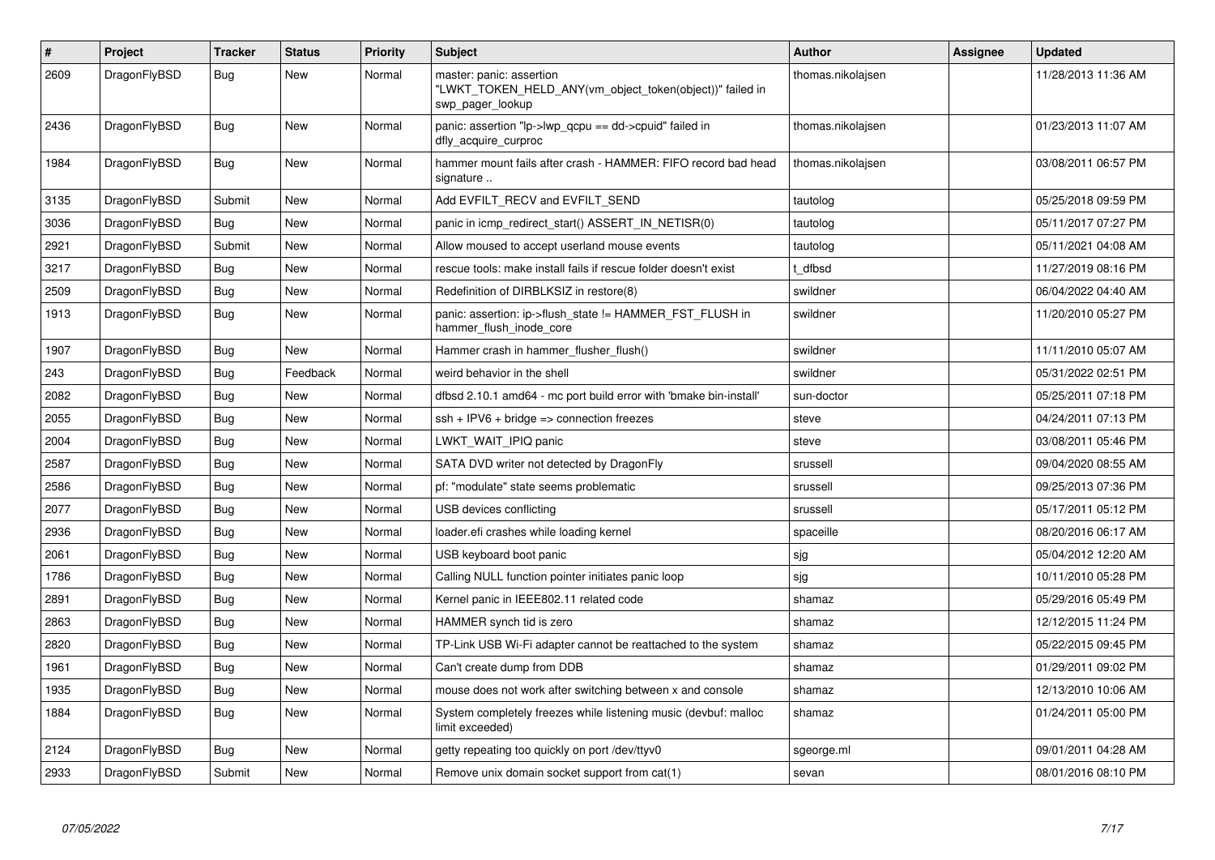| # | Project | Tracker | Status | Priority | Subject | Author | Assignee | Updated |
|---|---|---|---|---|---|---|---|---|
| 2609 | DragonFlyBSD | Bug | New | Normal | master: panic: assertion "LWKT_TOKEN_HELD_ANY(vm_object_token(object))" failed in swp_pager_lookup | thomas.nikolajsen | | 11/28/2013 11:36 AM |
| 2436 | DragonFlyBSD | Bug | New | Normal | panic: assertion "lp->lwp_qcpu == dd->cpuid" failed in dfly_acquire_curproc | thomas.nikolajsen | | 01/23/2013 11:07 AM |
| 1984 | DragonFlyBSD | Bug | New | Normal | hammer mount fails after crash - HAMMER: FIFO record bad head signature .. | thomas.nikolajsen | | 03/08/2011 06:57 PM |
| 3135 | DragonFlyBSD | Submit | New | Normal | Add EVFILT_RECV and EVFILT_SEND | tautolog | | 05/25/2018 09:59 PM |
| 3036 | DragonFlyBSD | Bug | New | Normal | panic in icmp_redirect_start() ASSERT_IN_NETISR(0) | tautolog | | 05/11/2017 07:27 PM |
| 2921 | DragonFlyBSD | Submit | New | Normal | Allow moused to accept userland mouse events | tautolog | | 05/11/2021 04:08 AM |
| 3217 | DragonFlyBSD | Bug | New | Normal | rescue tools: make install fails if rescue folder doesn't exist | t_dfbsd | | 11/27/2019 08:16 PM |
| 2509 | DragonFlyBSD | Bug | New | Normal | Redefinition of DIRBLKSIZ in restore(8) | swildner | | 06/04/2022 04:40 AM |
| 1913 | DragonFlyBSD | Bug | New | Normal | panic: assertion: ip->flush_state != HAMMER_FST_FLUSH in hammer_flush_inode_core | swildner | | 11/20/2010 05:27 PM |
| 1907 | DragonFlyBSD | Bug | New | Normal | Hammer crash in hammer_flusher_flush() | swildner | | 11/11/2010 05:07 AM |
| 243 | DragonFlyBSD | Bug | Feedback | Normal | weird behavior in the shell | swildner | | 05/31/2022 02:51 PM |
| 2082 | DragonFlyBSD | Bug | New | Normal | dfbsd 2.10.1 amd64 - mc port build error with 'bmake bin-install' | sun-doctor | | 05/25/2011 07:18 PM |
| 2055 | DragonFlyBSD | Bug | New | Normal | ssh + IPV6 + bridge => connection freezes | steve | | 04/24/2011 07:13 PM |
| 2004 | DragonFlyBSD | Bug | New | Normal | LWKT_WAIT_IPIQ panic | steve | | 03/08/2011 05:46 PM |
| 2587 | DragonFlyBSD | Bug | New | Normal | SATA DVD writer not detected by DragonFly | srussell | | 09/04/2020 08:55 AM |
| 2586 | DragonFlyBSD | Bug | New | Normal | pf: "modulate" state seems problematic | srussell | | 09/25/2013 07:36 PM |
| 2077 | DragonFlyBSD | Bug | New | Normal | USB devices conflicting | srussell | | 05/17/2011 05:12 PM |
| 2936 | DragonFlyBSD | Bug | New | Normal | loader.efi crashes while loading kernel | spaceille | | 08/20/2016 06:17 AM |
| 2061 | DragonFlyBSD | Bug | New | Normal | USB keyboard boot panic | sjg | | 05/04/2012 12:20 AM |
| 1786 | DragonFlyBSD | Bug | New | Normal | Calling NULL function pointer initiates panic loop | sjg | | 10/11/2010 05:28 PM |
| 2891 | DragonFlyBSD | Bug | New | Normal | Kernel panic in IEEE802.11 related code | shamaz | | 05/29/2016 05:49 PM |
| 2863 | DragonFlyBSD | Bug | New | Normal | HAMMER synch tid is zero | shamaz | | 12/12/2015 11:24 PM |
| 2820 | DragonFlyBSD | Bug | New | Normal | TP-Link USB Wi-Fi adapter cannot be reattached to the system | shamaz | | 05/22/2015 09:45 PM |
| 1961 | DragonFlyBSD | Bug | New | Normal | Can't create dump from DDB | shamaz | | 01/29/2011 09:02 PM |
| 1935 | DragonFlyBSD | Bug | New | Normal | mouse does not work after switching between x and console | shamaz | | 12/13/2010 10:06 AM |
| 1884 | DragonFlyBSD | Bug | New | Normal | System completely freezes while listening music (devbuf: malloc limit exceeded) | shamaz | | 01/24/2011 05:00 PM |
| 2124 | DragonFlyBSD | Bug | New | Normal | getty repeating too quickly on port /dev/ttyv0 | sgeorge.ml | | 09/01/2011 04:28 AM |
| 2933 | DragonFlyBSD | Submit | New | Normal | Remove unix domain socket support from cat(1) | sevan | | 08/01/2016 08:10 PM |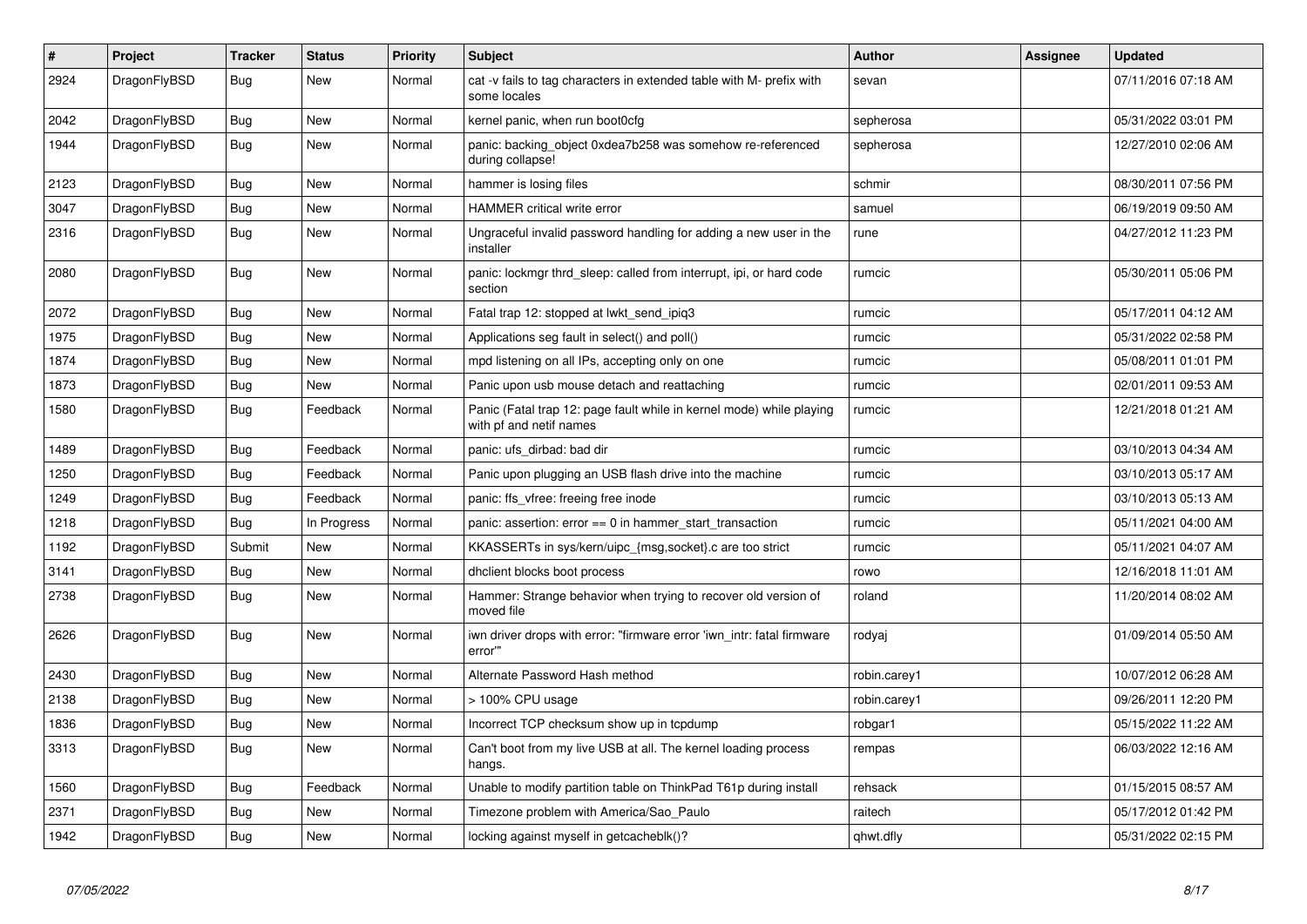| # | Project | Tracker | Status | Priority | Subject | Author | Assignee | Updated |
|---|---|---|---|---|---|---|---|---|
| 2924 | DragonFlyBSD | Bug | New | Normal | cat -v fails to tag characters in extended table with M- prefix with some locales | sevan | | 07/11/2016 07:18 AM |
| 2042 | DragonFlyBSD | Bug | New | Normal | kernel panic, when run boot0cfg | sepherosa | | 05/31/2022 03:01 PM |
| 1944 | DragonFlyBSD | Bug | New | Normal | panic: backing_object 0xdea7b258 was somehow re-referenced during collapse! | sepherosa | | 12/27/2010 02:06 AM |
| 2123 | DragonFlyBSD | Bug | New | Normal | hammer is losing files | schmir | | 08/30/2011 07:56 PM |
| 3047 | DragonFlyBSD | Bug | New | Normal | HAMMER critical write error | samuel | | 06/19/2019 09:50 AM |
| 2316 | DragonFlyBSD | Bug | New | Normal | Ungraceful invalid password handling for adding a new user in the installer | rune | | 04/27/2012 11:23 PM |
| 2080 | DragonFlyBSD | Bug | New | Normal | panic: lockmgr thrd_sleep: called from interrupt, ipi, or hard code section | rumcic | | 05/30/2011 05:06 PM |
| 2072 | DragonFlyBSD | Bug | New | Normal | Fatal trap 12: stopped at lwkt_send_ipiq3 | rumcic | | 05/17/2011 04:12 AM |
| 1975 | DragonFlyBSD | Bug | New | Normal | Applications seg fault in select() and poll() | rumcic | | 05/31/2022 02:58 PM |
| 1874 | DragonFlyBSD | Bug | New | Normal | mpd listening on all IPs, accepting only on one | rumcic | | 05/08/2011 01:01 PM |
| 1873 | DragonFlyBSD | Bug | New | Normal | Panic upon usb mouse detach and reattaching | rumcic | | 02/01/2011 09:53 AM |
| 1580 | DragonFlyBSD | Bug | Feedback | Normal | Panic (Fatal trap 12: page fault while in kernel mode) while playing with pf and netif names | rumcic | | 12/21/2018 01:21 AM |
| 1489 | DragonFlyBSD | Bug | Feedback | Normal | panic: ufs_dirbad: bad dir | rumcic | | 03/10/2013 04:34 AM |
| 1250 | DragonFlyBSD | Bug | Feedback | Normal | Panic upon plugging an USB flash drive into the machine | rumcic | | 03/10/2013 05:17 AM |
| 1249 | DragonFlyBSD | Bug | Feedback | Normal | panic: ffs_vfree: freeing free inode | rumcic | | 03/10/2013 05:13 AM |
| 1218 | DragonFlyBSD | Bug | In Progress | Normal | panic: assertion: error == 0 in hammer_start_transaction | rumcic | | 05/11/2021 04:00 AM |
| 1192 | DragonFlyBSD | Submit | New | Normal | KKASSERTs in sys/kern/uipc_{msg,socket}.c are too strict | rumcic | | 05/11/2021 04:07 AM |
| 3141 | DragonFlyBSD | Bug | New | Normal | dhclient blocks boot process | rowo | | 12/16/2018 11:01 AM |
| 2738 | DragonFlyBSD | Bug | New | Normal | Hammer: Strange behavior when trying to recover old version of moved file | roland | | 11/20/2014 08:02 AM |
| 2626 | DragonFlyBSD | Bug | New | Normal | iwn driver drops with error: "firmware error 'iwn_intr: fatal firmware error'" | rodyaj | | 01/09/2014 05:50 AM |
| 2430 | DragonFlyBSD | Bug | New | Normal | Alternate Password Hash method | robin.carey1 | | 10/07/2012 06:28 AM |
| 2138 | DragonFlyBSD | Bug | New | Normal | > 100% CPU usage | robin.carey1 | | 09/26/2011 12:20 PM |
| 1836 | DragonFlyBSD | Bug | New | Normal | Incorrect TCP checksum show up in tcpdump | robgar1 | | 05/15/2022 11:22 AM |
| 3313 | DragonFlyBSD | Bug | New | Normal | Can't boot from my live USB at all. The kernel loading process hangs. | rempas | | 06/03/2022 12:16 AM |
| 1560 | DragonFlyBSD | Bug | Feedback | Normal | Unable to modify partition table on ThinkPad T61p during install | rehsack | | 01/15/2015 08:57 AM |
| 2371 | DragonFlyBSD | Bug | New | Normal | Timezone problem with America/Sao_Paulo | raitech | | 05/17/2012 01:42 PM |
| 1942 | DragonFlyBSD | Bug | New | Normal | locking against myself in getcacheblk()? | qhwt.dfly | | 05/31/2022 02:15 PM |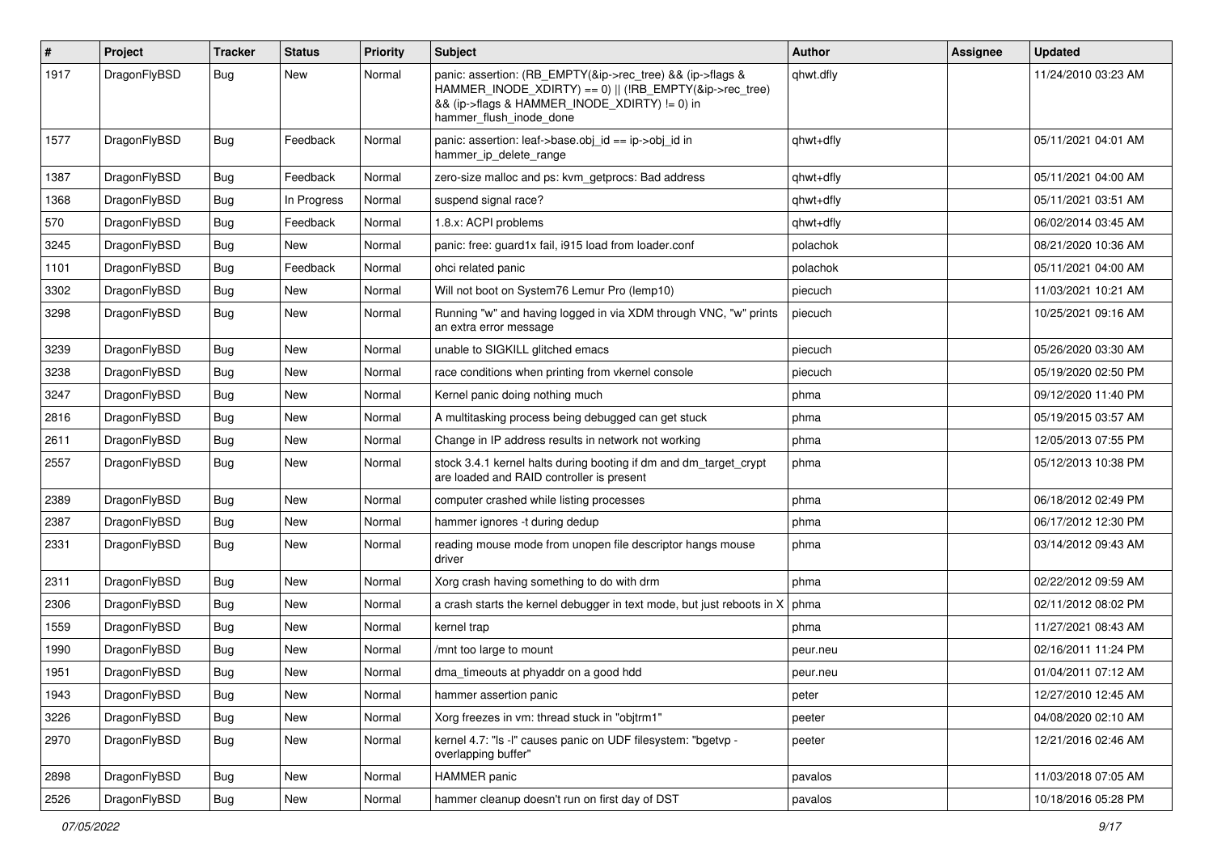| # | Project | Tracker | Status | Priority | Subject | Author | Assignee | Updated |
|---|---|---|---|---|---|---|---|---|
| 1917 | DragonFlyBSD | Bug | New | Normal | panic: assertion: (RB_EMPTY(&ip->rec_tree) && (ip->flags & HAMMER_INODE_XDIRTY) == 0) \|\| (!RB_EMPTY(&ip->rec_tree) && (ip->flags & HAMMER_INODE_XDIRTY) != 0) in hammer_flush_inode_done | qhwt.dfly | | 11/24/2010 03:23 AM |
| 1577 | DragonFlyBSD | Bug | Feedback | Normal | panic: assertion: leaf->base.obj_id == ip->obj_id in hammer_ip_delete_range | qhwt+dfly | | 05/11/2021 04:01 AM |
| 1387 | DragonFlyBSD | Bug | Feedback | Normal | zero-size malloc and ps: kvm_getprocs: Bad address | qhwt+dfly | | 05/11/2021 04:00 AM |
| 1368 | DragonFlyBSD | Bug | In Progress | Normal | suspend signal race? | qhwt+dfly | | 05/11/2021 03:51 AM |
| 570 | DragonFlyBSD | Bug | Feedback | Normal | 1.8.x: ACPI problems | qhwt+dfly | | 06/02/2014 03:45 AM |
| 3245 | DragonFlyBSD | Bug | New | Normal | panic: free: guard1x fail, i915 load from loader.conf | polachok | | 08/21/2020 10:36 AM |
| 1101 | DragonFlyBSD | Bug | Feedback | Normal | ohci related panic | polachok | | 05/11/2021 04:00 AM |
| 3302 | DragonFlyBSD | Bug | New | Normal | Will not boot on System76 Lemur Pro (lemp10) | piecuch | | 11/03/2021 10:21 AM |
| 3298 | DragonFlyBSD | Bug | New | Normal | Running "w" and having logged in via XDM through VNC, "w" prints an extra error message | piecuch | | 10/25/2021 09:16 AM |
| 3239 | DragonFlyBSD | Bug | New | Normal | unable to SIGKILL glitched emacs | piecuch | | 05/26/2020 03:30 AM |
| 3238 | DragonFlyBSD | Bug | New | Normal | race conditions when printing from vkernel console | piecuch | | 05/19/2020 02:50 PM |
| 3247 | DragonFlyBSD | Bug | New | Normal | Kernel panic doing nothing much | phma | | 09/12/2020 11:40 PM |
| 2816 | DragonFlyBSD | Bug | New | Normal | A multitasking process being debugged can get stuck | phma | | 05/19/2015 03:57 AM |
| 2611 | DragonFlyBSD | Bug | New | Normal | Change in IP address results in network not working | phma | | 12/05/2013 07:55 PM |
| 2557 | DragonFlyBSD | Bug | New | Normal | stock 3.4.1 kernel halts during booting if dm and dm_target_crypt are loaded and RAID controller is present | phma | | 05/12/2013 10:38 PM |
| 2389 | DragonFlyBSD | Bug | New | Normal | computer crashed while listing processes | phma | | 06/18/2012 02:49 PM |
| 2387 | DragonFlyBSD | Bug | New | Normal | hammer ignores -t during dedup | phma | | 06/17/2012 12:30 PM |
| 2331 | DragonFlyBSD | Bug | New | Normal | reading mouse mode from unopen file descriptor hangs mouse driver | phma | | 03/14/2012 09:43 AM |
| 2311 | DragonFlyBSD | Bug | New | Normal | Xorg crash having something to do with drm | phma | | 02/22/2012 09:59 AM |
| 2306 | DragonFlyBSD | Bug | New | Normal | a crash starts the kernel debugger in text mode, but just reboots in X | phma | | 02/11/2012 08:02 PM |
| 1559 | DragonFlyBSD | Bug | New | Normal | kernel trap | phma | | 11/27/2021 08:43 AM |
| 1990 | DragonFlyBSD | Bug | New | Normal | /mnt too large to mount | peur.neu | | 02/16/2011 11:24 PM |
| 1951 | DragonFlyBSD | Bug | New | Normal | dma_timeouts at phyaddr on a good hdd | peur.neu | | 01/04/2011 07:12 AM |
| 1943 | DragonFlyBSD | Bug | New | Normal | hammer assertion panic | peter | | 12/27/2010 12:45 AM |
| 3226 | DragonFlyBSD | Bug | New | Normal | Xorg freezes in vm: thread stuck in "objtrm1" | peeter | | 04/08/2020 02:10 AM |
| 2970 | DragonFlyBSD | Bug | New | Normal | kernel 4.7: "ls -l" causes panic on UDF filesystem: "bgetvp - overlapping buffer" | peeter | | 12/21/2016 02:46 AM |
| 2898 | DragonFlyBSD | Bug | New | Normal | HAMMER panic | pavalos | | 11/03/2018 07:05 AM |
| 2526 | DragonFlyBSD | Bug | New | Normal | hammer cleanup doesn't run on first day of DST | pavalos | | 10/18/2016 05:28 PM |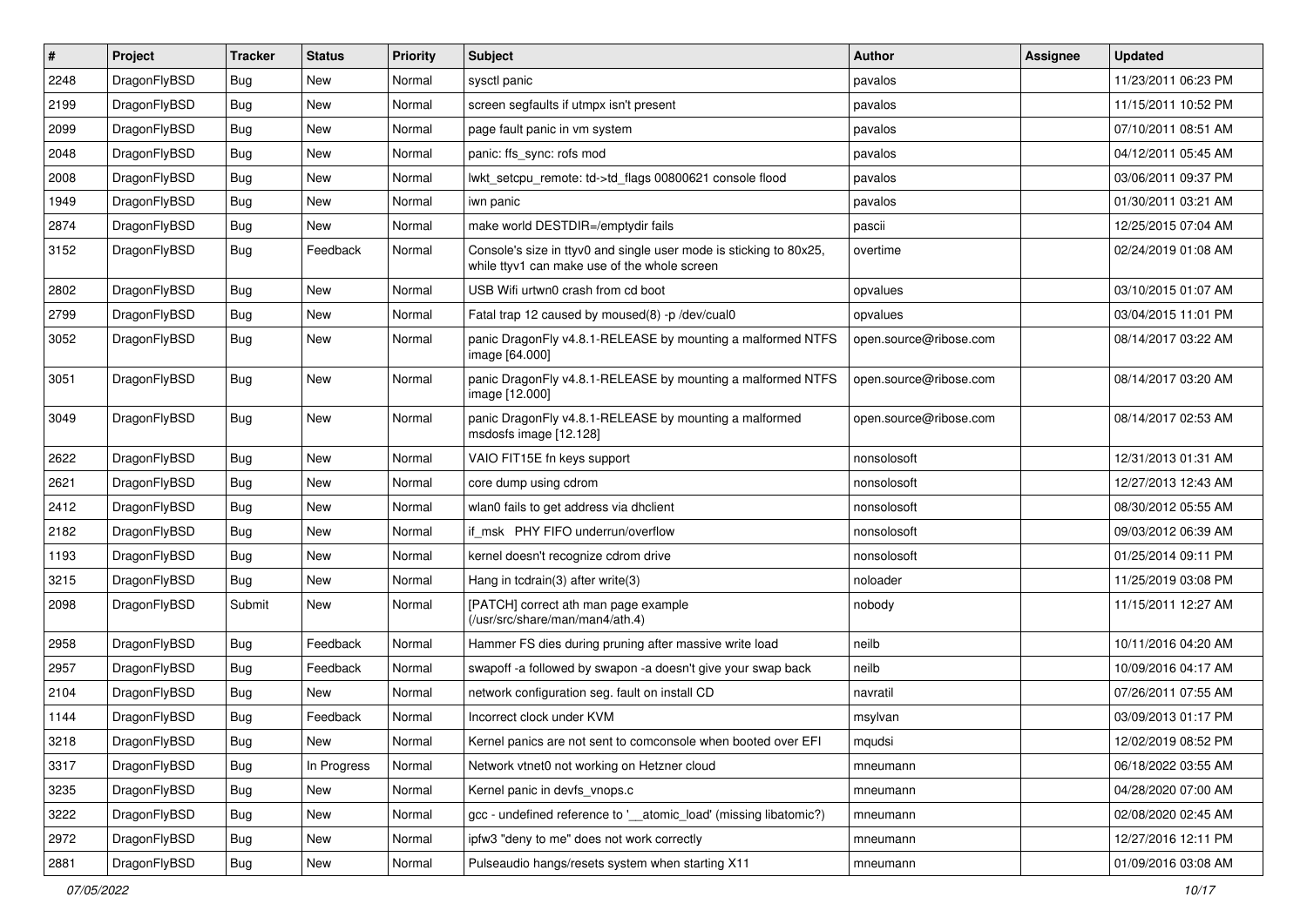| # | Project | Tracker | Status | Priority | Subject | Author | Assignee | Updated |
| --- | --- | --- | --- | --- | --- | --- | --- | --- |
| 2248 | DragonFlyBSD | Bug | New | Normal | sysctl panic | pavalos | | 11/23/2011 06:23 PM |
| 2199 | DragonFlyBSD | Bug | New | Normal | screen segfaults if utmpx isn't present | pavalos | | 11/15/2011 10:52 PM |
| 2099 | DragonFlyBSD | Bug | New | Normal | page fault panic in vm system | pavalos | | 07/10/2011 08:51 AM |
| 2048 | DragonFlyBSD | Bug | New | Normal | panic: ffs_sync: rofs mod | pavalos | | 04/12/2011 05:45 AM |
| 2008 | DragonFlyBSD | Bug | New | Normal | lwkt_setcpu_remote: td->td_flags 00800621 console flood | pavalos | | 03/06/2011 09:37 PM |
| 1949 | DragonFlyBSD | Bug | New | Normal | iwn panic | pavalos | | 01/30/2011 03:21 AM |
| 2874 | DragonFlyBSD | Bug | New | Normal | make world DESTDIR=/emptydir fails | pascii | | 12/25/2015 07:04 AM |
| 3152 | DragonFlyBSD | Bug | Feedback | Normal | Console's size in ttyv0 and single user mode is sticking to 80x25, while ttyv1 can make use of the whole screen | overtime | | 02/24/2019 01:08 AM |
| 2802 | DragonFlyBSD | Bug | New | Normal | USB Wifi urtwn0 crash from cd boot | opvalues | | 03/10/2015 01:07 AM |
| 2799 | DragonFlyBSD | Bug | New | Normal | Fatal trap 12 caused by moused(8) -p /dev/cual0 | opvalues | | 03/04/2015 11:01 PM |
| 3052 | DragonFlyBSD | Bug | New | Normal | panic DragonFly v4.8.1-RELEASE by mounting a malformed NTFS image [64.000] | open.source@ribose.com | | 08/14/2017 03:22 AM |
| 3051 | DragonFlyBSD | Bug | New | Normal | panic DragonFly v4.8.1-RELEASE by mounting a malformed NTFS image [12.000] | open.source@ribose.com | | 08/14/2017 03:20 AM |
| 3049 | DragonFlyBSD | Bug | New | Normal | panic DragonFly v4.8.1-RELEASE by mounting a malformed msdosfs image [12.128] | open.source@ribose.com | | 08/14/2017 02:53 AM |
| 2622 | DragonFlyBSD | Bug | New | Normal | VAIO FIT15E fn keys support | nonsolosoft | | 12/31/2013 01:31 AM |
| 2621 | DragonFlyBSD | Bug | New | Normal | core dump using cdrom | nonsolosoft | | 12/27/2013 12:43 AM |
| 2412 | DragonFlyBSD | Bug | New | Normal | wlan0 fails to get address via dhclient | nonsolosoft | | 08/30/2012 05:55 AM |
| 2182 | DragonFlyBSD | Bug | New | Normal | if_msk PHY FIFO underrun/overflow | nonsolosoft | | 09/03/2012 06:39 AM |
| 1193 | DragonFlyBSD | Bug | New | Normal | kernel doesn't recognize cdrom drive | nonsolosoft | | 01/25/2014 09:11 PM |
| 3215 | DragonFlyBSD | Bug | New | Normal | Hang in tcdrain(3) after write(3) | noloader | | 11/25/2019 03:08 PM |
| 2098 | DragonFlyBSD | Submit | New | Normal | [PATCH] correct ath man page example (/usr/src/share/man/man4/ath.4) | nobody | | 11/15/2011 12:27 AM |
| 2958 | DragonFlyBSD | Bug | Feedback | Normal | Hammer FS dies during pruning after massive write load | neilb | | 10/11/2016 04:20 AM |
| 2957 | DragonFlyBSD | Bug | Feedback | Normal | swapoff -a followed by swapon -a doesn't give your swap back | neilb | | 10/09/2016 04:17 AM |
| 2104 | DragonFlyBSD | Bug | New | Normal | network configuration seg. fault on install CD | navratil | | 07/26/2011 07:55 AM |
| 1144 | DragonFlyBSD | Bug | Feedback | Normal | Incorrect clock under KVM | msylvan | | 03/09/2013 01:17 PM |
| 3218 | DragonFlyBSD | Bug | New | Normal | Kernel panics are not sent to comconsole when booted over EFI | mqudsi | | 12/02/2019 08:52 PM |
| 3317 | DragonFlyBSD | Bug | In Progress | Normal | Network vtnet0 not working on Hetzner cloud | mneumann | | 06/18/2022 03:55 AM |
| 3235 | DragonFlyBSD | Bug | New | Normal | Kernel panic in devfs_vnops.c | mneumann | | 04/28/2020 07:00 AM |
| 3222 | DragonFlyBSD | Bug | New | Normal | gcc - undefined reference to '__atomic_load' (missing libatomic?) | mneumann | | 02/08/2020 02:45 AM |
| 2972 | DragonFlyBSD | Bug | New | Normal | ipfw3 "deny to me" does not work correctly | mneumann | | 12/27/2016 12:11 PM |
| 2881 | DragonFlyBSD | Bug | New | Normal | Pulseaudio hangs/resets system when starting X11 | mneumann | | 01/09/2016 03:08 AM |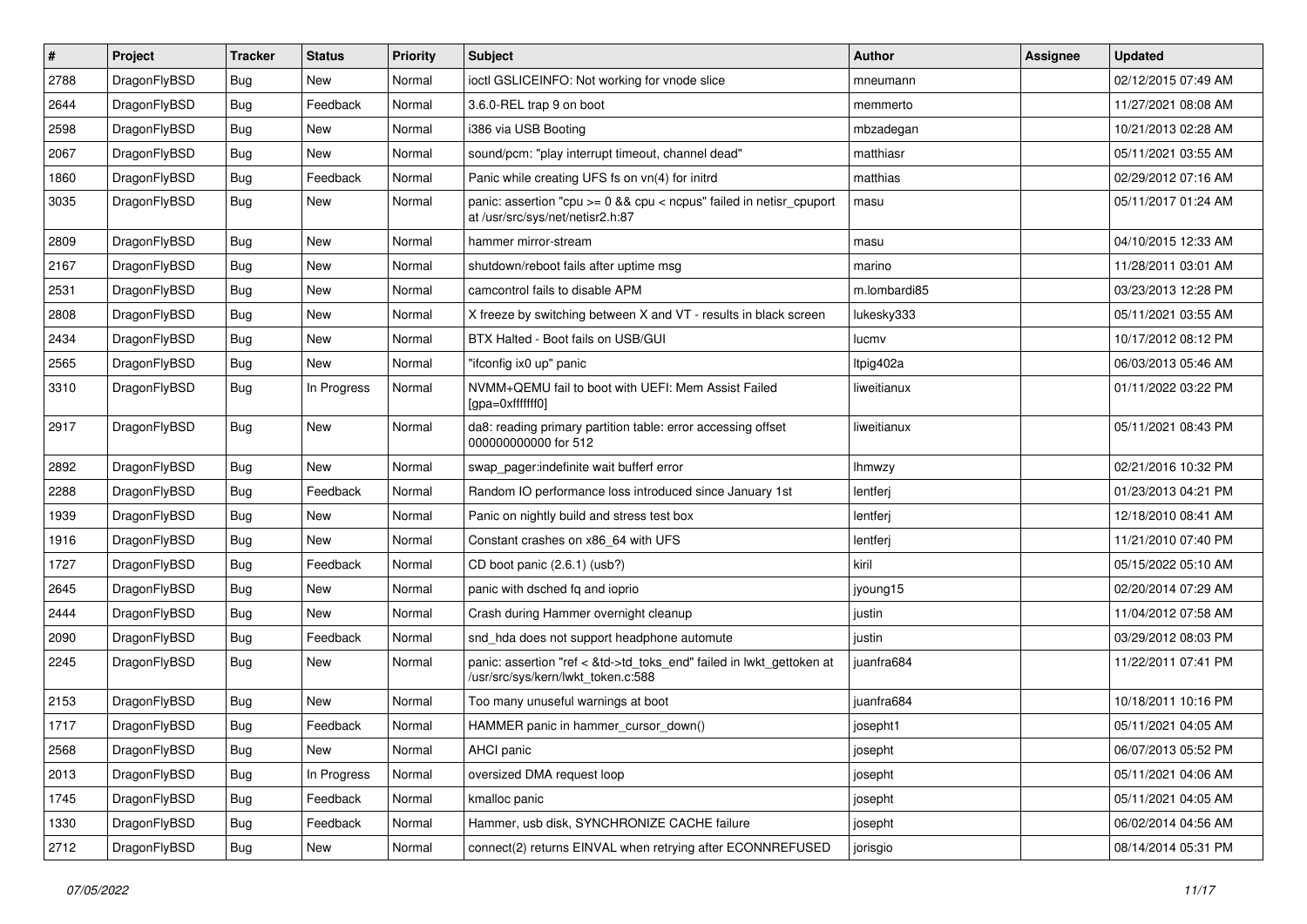| # | Project | Tracker | Status | Priority | Subject | Author | Assignee | Updated |
| --- | --- | --- | --- | --- | --- | --- | --- | --- |
| 2788 | DragonFlyBSD | Bug | New | Normal | ioctl GSLICEINFO: Not working for vnode slice | mneumann | | 02/12/2015 07:49 AM |
| 2644 | DragonFlyBSD | Bug | Feedback | Normal | 3.6.0-REL trap 9 on boot | memmerto | | 11/27/2021 08:08 AM |
| 2598 | DragonFlyBSD | Bug | New | Normal | i386 via USB Booting | mbzadegan | | 10/21/2013 02:28 AM |
| 2067 | DragonFlyBSD | Bug | New | Normal | sound/pcm: "play interrupt timeout, channel dead" | matthiasr | | 05/11/2021 03:55 AM |
| 1860 | DragonFlyBSD | Bug | Feedback | Normal | Panic while creating UFS fs on vn(4) for initrd | matthias | | 02/29/2012 07:16 AM |
| 3035 | DragonFlyBSD | Bug | New | Normal | panic: assertion "cpu >= 0 && cpu < ncpus" failed in netisr_cpuport at /usr/src/sys/net/netisr2.h:87 | masu | | 05/11/2017 01:24 AM |
| 2809 | DragonFlyBSD | Bug | New | Normal | hammer mirror-stream | masu | | 04/10/2015 12:33 AM |
| 2167 | DragonFlyBSD | Bug | New | Normal | shutdown/reboot fails after uptime msg | marino | | 11/28/2011 03:01 AM |
| 2531 | DragonFlyBSD | Bug | New | Normal | camcontrol fails to disable APM | m.lombardi85 | | 03/23/2013 12:28 PM |
| 2808 | DragonFlyBSD | Bug | New | Normal | X freeze by switching between X and VT - results in black screen | lukesky333 | | 05/11/2021 03:55 AM |
| 2434 | DragonFlyBSD | Bug | New | Normal | BTX Halted - Boot fails on USB/GUI | lucmv | | 10/17/2012 08:12 PM |
| 2565 | DragonFlyBSD | Bug | New | Normal | "ifconfig ix0 up" panic | ltpig402a | | 06/03/2013 05:46 AM |
| 3310 | DragonFlyBSD | Bug | In Progress | Normal | NVMM+QEMU fail to boot with UEFI: Mem Assist Failed [gpa=0xfffffff0] | liweitianux | | 01/11/2022 03:22 PM |
| 2917 | DragonFlyBSD | Bug | New | Normal | da8: reading primary partition table: error accessing offset 000000000000 for 512 | liweitianux | | 05/11/2021 08:43 PM |
| 2892 | DragonFlyBSD | Bug | New | Normal | swap_pager:indefinite wait bufferf error | lhmwzy | | 02/21/2016 10:32 PM |
| 2288 | DragonFlyBSD | Bug | Feedback | Normal | Random IO performance loss introduced since January 1st | lentferj | | 01/23/2013 04:21 PM |
| 1939 | DragonFlyBSD | Bug | New | Normal | Panic on nightly build and stress test box | lentferj | | 12/18/2010 08:41 AM |
| 1916 | DragonFlyBSD | Bug | New | Normal | Constant crashes on x86_64 with UFS | lentferj | | 11/21/2010 07:40 PM |
| 1727 | DragonFlyBSD | Bug | Feedback | Normal | CD boot panic (2.6.1) (usb?) | kiril | | 05/15/2022 05:10 AM |
| 2645 | DragonFlyBSD | Bug | New | Normal | panic with dsched fq and ioprio | jyoung15 | | 02/20/2014 07:29 AM |
| 2444 | DragonFlyBSD | Bug | New | Normal | Crash during Hammer overnight cleanup | justin | | 11/04/2012 07:58 AM |
| 2090 | DragonFlyBSD | Bug | Feedback | Normal | snd_hda does not support headphone automute | justin | | 03/29/2012 08:03 PM |
| 2245 | DragonFlyBSD | Bug | New | Normal | panic: assertion "ref < &td->td_toks_end" failed in lwkt_gettoken at /usr/src/sys/kern/lwkt_token.c:588 | juanfra684 | | 11/22/2011 07:41 PM |
| 2153 | DragonFlyBSD | Bug | New | Normal | Too many unuseful warnings at boot | juanfra684 | | 10/18/2011 10:16 PM |
| 1717 | DragonFlyBSD | Bug | Feedback | Normal | HAMMER panic in hammer_cursor_down() | josepht1 | | 05/11/2021 04:05 AM |
| 2568 | DragonFlyBSD | Bug | New | Normal | AHCI panic | josepht | | 06/07/2013 05:52 PM |
| 2013 | DragonFlyBSD | Bug | In Progress | Normal | oversized DMA request loop | josepht | | 05/11/2021 04:06 AM |
| 1745 | DragonFlyBSD | Bug | Feedback | Normal | kmalloc panic | josepht | | 05/11/2021 04:05 AM |
| 1330 | DragonFlyBSD | Bug | Feedback | Normal | Hammer, usb disk, SYNCHRONIZE CACHE failure | josepht | | 06/02/2014 04:56 AM |
| 2712 | DragonFlyBSD | Bug | New | Normal | connect(2) returns EINVAL when retrying after ECONNREFUSED | jorisgio | | 08/14/2014 05:31 PM |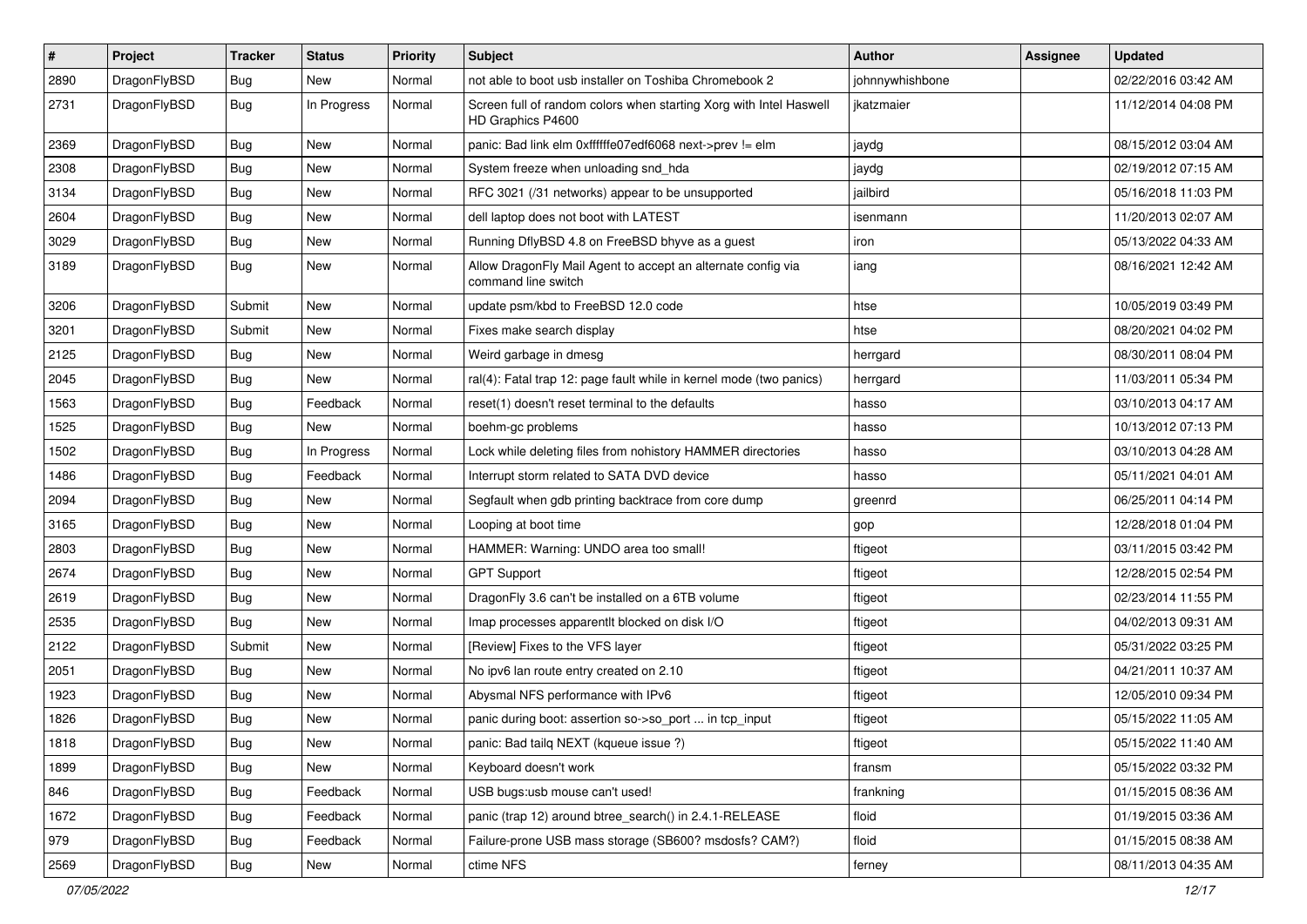| # | Project | Tracker | Status | Priority | Subject | Author | Assignee | Updated |
|---|---|---|---|---|---|---|---|---|
| 2890 | DragonFlyBSD | Bug | New | Normal | not able to boot usb installer on Toshiba Chromebook 2 | johnnywhishbone | | 02/22/2016 03:42 AM |
| 2731 | DragonFlyBSD | Bug | In Progress | Normal | Screen full of random colors when starting Xorg with Intel Haswell HD Graphics P4600 | jkatzmaier | | 11/12/2014 04:08 PM |
| 2369 | DragonFlyBSD | Bug | New | Normal | panic: Bad link elm 0xffffffe07edf6068 next->prev != elm | jaydg | | 08/15/2012 03:04 AM |
| 2308 | DragonFlyBSD | Bug | New | Normal | System freeze when unloading snd_hda | jaydg | | 02/19/2012 07:15 AM |
| 3134 | DragonFlyBSD | Bug | New | Normal | RFC 3021 (/31 networks) appear to be unsupported | jailbird | | 05/16/2018 11:03 PM |
| 2604 | DragonFlyBSD | Bug | New | Normal | dell laptop does not boot with LATEST | isenmann | | 11/20/2013 02:07 AM |
| 3029 | DragonFlyBSD | Bug | New | Normal | Running DflyBSD 4.8 on FreeBSD bhyve as a guest | iron | | 05/13/2022 04:33 AM |
| 3189 | DragonFlyBSD | Bug | New | Normal | Allow DragonFly Mail Agent to accept an alternate config via command line switch | iang | | 08/16/2021 12:42 AM |
| 3206 | DragonFlyBSD | Submit | New | Normal | update psm/kbd to FreeBSD 12.0 code | htse | | 10/05/2019 03:49 PM |
| 3201 | DragonFlyBSD | Submit | New | Normal | Fixes make search display | htse | | 08/20/2021 04:02 PM |
| 2125 | DragonFlyBSD | Bug | New | Normal | Weird garbage in dmesg | herrgard | | 08/30/2011 08:04 PM |
| 2045 | DragonFlyBSD | Bug | New | Normal | ral(4): Fatal trap 12: page fault while in kernel mode (two panics) | herrgard | | 11/03/2011 05:34 PM |
| 1563 | DragonFlyBSD | Bug | Feedback | Normal | reset(1) doesn't reset terminal to the defaults | hasso | | 03/10/2013 04:17 AM |
| 1525 | DragonFlyBSD | Bug | New | Normal | boehm-gc problems | hasso | | 10/13/2012 07:13 PM |
| 1502 | DragonFlyBSD | Bug | In Progress | Normal | Lock while deleting files from nohistory HAMMER directories | hasso | | 03/10/2013 04:28 AM |
| 1486 | DragonFlyBSD | Bug | Feedback | Normal | Interrupt storm related to SATA DVD device | hasso | | 05/11/2021 04:01 AM |
| 2094 | DragonFlyBSD | Bug | New | Normal | Segfault when gdb printing backtrace from core dump | greenrd | | 06/25/2011 04:14 PM |
| 3165 | DragonFlyBSD | Bug | New | Normal | Looping at boot time | gop | | 12/28/2018 01:04 PM |
| 2803 | DragonFlyBSD | Bug | New | Normal | HAMMER: Warning: UNDO area too small! | ftigeot | | 03/11/2015 03:42 PM |
| 2674 | DragonFlyBSD | Bug | New | Normal | GPT Support | ftigeot | | 12/28/2015 02:54 PM |
| 2619 | DragonFlyBSD | Bug | New | Normal | DragonFly 3.6 can't be installed on a 6TB volume | ftigeot | | 02/23/2014 11:55 PM |
| 2535 | DragonFlyBSD | Bug | New | Normal | Imap processes apparentlt blocked on disk I/O | ftigeot | | 04/02/2013 09:31 AM |
| 2122 | DragonFlyBSD | Submit | New | Normal | [Review] Fixes to the VFS layer | ftigeot | | 05/31/2022 03:25 PM |
| 2051 | DragonFlyBSD | Bug | New | Normal | No ipv6 lan route entry created on 2.10 | ftigeot | | 04/21/2011 10:37 AM |
| 1923 | DragonFlyBSD | Bug | New | Normal | Abysmal NFS performance with IPv6 | ftigeot | | 12/05/2010 09:34 PM |
| 1826 | DragonFlyBSD | Bug | New | Normal | panic during boot: assertion so->so_port ... in tcp_input | ftigeot | | 05/15/2022 11:05 AM |
| 1818 | DragonFlyBSD | Bug | New | Normal | panic: Bad tailq NEXT (kqueue issue ?) | ftigeot | | 05/15/2022 11:40 AM |
| 1899 | DragonFlyBSD | Bug | New | Normal | Keyboard doesn't work | fransm | | 05/15/2022 03:32 PM |
| 846 | DragonFlyBSD | Bug | Feedback | Normal | USB bugs:usb mouse can't used! | frankning | | 01/15/2015 08:36 AM |
| 1672 | DragonFlyBSD | Bug | Feedback | Normal | panic (trap 12) around btree_search() in 2.4.1-RELEASE | floid | | 01/19/2015 03:36 AM |
| 979 | DragonFlyBSD | Bug | Feedback | Normal | Failure-prone USB mass storage (SB600? msdosfs? CAM?) | floid | | 01/15/2015 08:38 AM |
| 2569 | DragonFlyBSD | Bug | New | Normal | ctime NFS | ferney | | 08/11/2013 04:35 AM |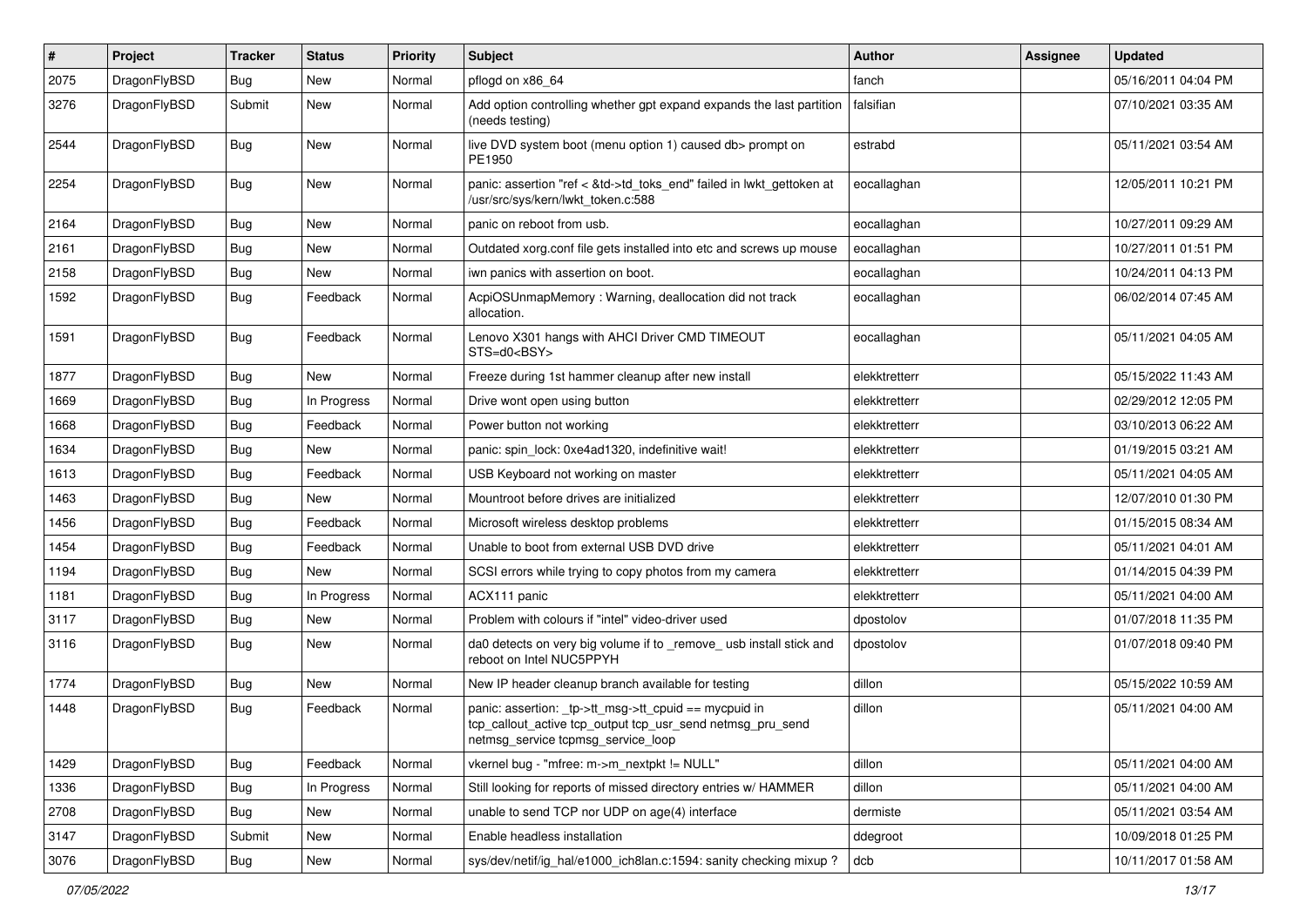| # | Project | Tracker | Status | Priority | Subject | Author | Assignee | Updated |
|---|---|---|---|---|---|---|---|---|
| 2075 | DragonFlyBSD | Bug | New | Normal | pflogd on x86_64 | fanch | | 05/16/2011 04:04 PM |
| 3276 | DragonFlyBSD | Submit | New | Normal | Add option controlling whether gpt expand expands the last partition (needs testing) | falsifian | | 07/10/2021 03:35 AM |
| 2544 | DragonFlyBSD | Bug | New | Normal | live DVD system boot (menu option 1) caused db> prompt on PE1950 | estrabd | | 05/11/2021 03:54 AM |
| 2254 | DragonFlyBSD | Bug | New | Normal | panic: assertion "ref < &td->td_toks_end" failed in lwkt_gettoken at /usr/src/sys/kern/lwkt_token.c:588 | eocallaghan | | 12/05/2011 10:21 PM |
| 2164 | DragonFlyBSD | Bug | New | Normal | panic on reboot from usb. | eocallaghan | | 10/27/2011 09:29 AM |
| 2161 | DragonFlyBSD | Bug | New | Normal | Outdated xorg.conf file gets installed into etc and screws up mouse | eocallaghan | | 10/27/2011 01:51 PM |
| 2158 | DragonFlyBSD | Bug | New | Normal | iwn panics with assertion on boot. | eocallaghan | | 10/24/2011 04:13 PM |
| 1592 | DragonFlyBSD | Bug | Feedback | Normal | AcpiOSUnmapMemory : Warning, deallocation did not track allocation. | eocallaghan | | 06/02/2014 07:45 AM |
| 1591 | DragonFlyBSD | Bug | Feedback | Normal | Lenovo X301 hangs with AHCI Driver CMD TIMEOUT STS=d0<BSY> | eocallaghan | | 05/11/2021 04:05 AM |
| 1877 | DragonFlyBSD | Bug | New | Normal | Freeze during 1st hammer cleanup after new install | elekktretterr | | 05/15/2022 11:43 AM |
| 1669 | DragonFlyBSD | Bug | In Progress | Normal | Drive wont open using button | elekktretterr | | 02/29/2012 12:05 PM |
| 1668 | DragonFlyBSD | Bug | Feedback | Normal | Power button not working | elekktretterr | | 03/10/2013 06:22 AM |
| 1634 | DragonFlyBSD | Bug | New | Normal | panic: spin_lock: 0xe4ad1320, indefinitive wait! | elekktretterr | | 01/19/2015 03:21 AM |
| 1613 | DragonFlyBSD | Bug | Feedback | Normal | USB Keyboard not working on master | elekktretterr | | 05/11/2021 04:05 AM |
| 1463 | DragonFlyBSD | Bug | New | Normal | Mountroot before drives are initialized | elekktretterr | | 12/07/2010 01:30 PM |
| 1456 | DragonFlyBSD | Bug | Feedback | Normal | Microsoft wireless desktop problems | elekktretterr | | 01/15/2015 08:34 AM |
| 1454 | DragonFlyBSD | Bug | Feedback | Normal | Unable to boot from external USB DVD drive | elekktretterr | | 05/11/2021 04:01 AM |
| 1194 | DragonFlyBSD | Bug | New | Normal | SCSI errors while trying to copy photos from my camera | elekktretterr | | 01/14/2015 04:39 PM |
| 1181 | DragonFlyBSD | Bug | In Progress | Normal | ACX111 panic | elekktretterr | | 05/11/2021 04:00 AM |
| 3117 | DragonFlyBSD | Bug | New | Normal | Problem with colours if "intel" video-driver used | dpostolov | | 01/07/2018 11:35 PM |
| 3116 | DragonFlyBSD | Bug | New | Normal | da0 detects on very big volume if to _remove_ usb install stick and reboot on Intel NUC5PPYH | dpostolov | | 01/07/2018 09:40 PM |
| 1774 | DragonFlyBSD | Bug | New | Normal | New IP header cleanup branch available for testing | dillon | | 05/15/2022 10:59 AM |
| 1448 | DragonFlyBSD | Bug | Feedback | Normal | panic: assertion: _tp->tt_msg->tt_cpuid == mycpuid in tcp_callout_active tcp_output tcp_usr_send netmsg_pru_send netmsg_service tcpmsg_service_loop | dillon | | 05/11/2021 04:00 AM |
| 1429 | DragonFlyBSD | Bug | Feedback | Normal | vkernel bug - "mfree: m->m_nextpkt != NULL" | dillon | | 05/11/2021 04:00 AM |
| 1336 | DragonFlyBSD | Bug | In Progress | Normal | Still looking for reports of missed directory entries w/ HAMMER | dillon | | 05/11/2021 04:00 AM |
| 2708 | DragonFlyBSD | Bug | New | Normal | unable to send TCP nor UDP on age(4) interface | dermiste | | 05/11/2021 03:54 AM |
| 3147 | DragonFlyBSD | Submit | New | Normal | Enable headless installation | ddegroot | | 10/09/2018 01:25 PM |
| 3076 | DragonFlyBSD | Bug | New | Normal | sys/dev/netif/ig_hal/e1000_ich8lan.c:1594: sanity checking mixup ? | dcb | | 10/11/2017 01:58 AM |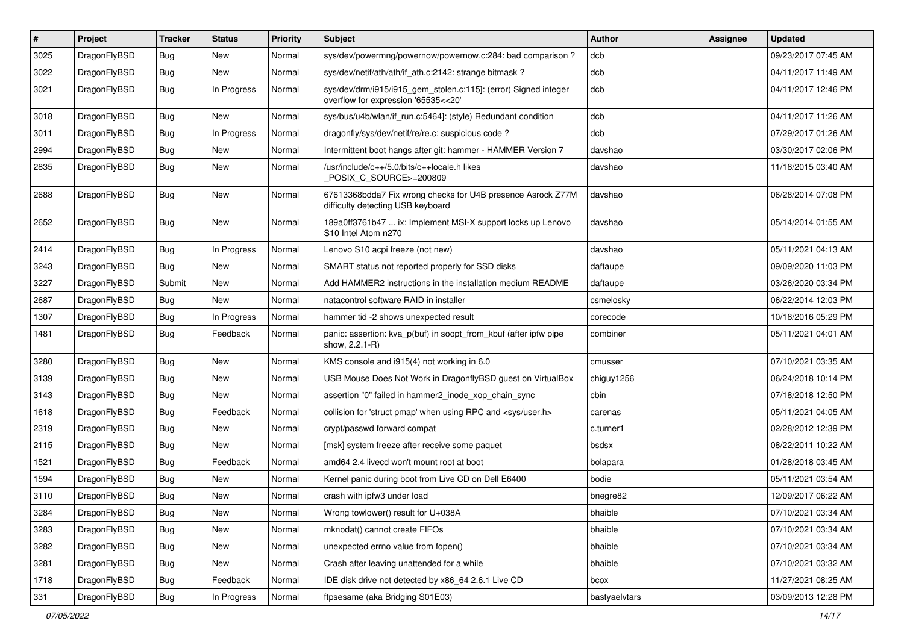| # | Project | Tracker | Status | Priority | Subject | Author | Assignee | Updated |
|---|---|---|---|---|---|---|---|---|
| 3025 | DragonFlyBSD | Bug | New | Normal | sys/dev/powermng/powernow/powernow.c:284: bad comparison ? | dcb | | 09/23/2017 07:45 AM |
| 3022 | DragonFlyBSD | Bug | New | Normal | sys/dev/netif/ath/ath/if_ath.c:2142: strange bitmask ? | dcb | | 04/11/2017 11:49 AM |
| 3021 | DragonFlyBSD | Bug | In Progress | Normal | sys/dev/drm/i915/i915_gem_stolen.c:115]: (error) Signed integer overflow for expression '65535<<20' | dcb | | 04/11/2017 12:46 PM |
| 3018 | DragonFlyBSD | Bug | New | Normal | sys/bus/u4b/wlan/if_run.c:5464]: (style) Redundant condition | dcb | | 04/11/2017 11:26 AM |
| 3011 | DragonFlyBSD | Bug | In Progress | Normal | dragonfly/sys/dev/netif/re/re.c: suspicious code ? | dcb | | 07/29/2017 01:26 AM |
| 2994 | DragonFlyBSD | Bug | New | Normal | Intermittent boot hangs after git: hammer - HAMMER Version 7 | davshao | | 03/30/2017 02:06 PM |
| 2835 | DragonFlyBSD | Bug | New | Normal | /usr/include/c++/5.0/bits/c++locale.h likes _POSIX_C_SOURCE>=200809 | davshao | | 11/18/2015 03:40 AM |
| 2688 | DragonFlyBSD | Bug | New | Normal | 67613368bdda7 Fix wrong checks for U4B presence Asrock Z77M difficulty detecting USB keyboard | davshao | | 06/28/2014 07:08 PM |
| 2652 | DragonFlyBSD | Bug | New | Normal | 189a0ff3761b47 ... ix: Implement MSI-X support locks up Lenovo S10 Intel Atom n270 | davshao | | 05/14/2014 01:55 AM |
| 2414 | DragonFlyBSD | Bug | In Progress | Normal | Lenovo S10 acpi freeze (not new) | davshao | | 05/11/2021 04:13 AM |
| 3243 | DragonFlyBSD | Bug | New | Normal | SMART status not reported properly for SSD disks | daftaupe | | 09/09/2020 11:03 PM |
| 3227 | DragonFlyBSD | Submit | New | Normal | Add HAMMER2 instructions in the installation medium README | daftaupe | | 03/26/2020 03:34 PM |
| 2687 | DragonFlyBSD | Bug | New | Normal | natacontrol software RAID in installer | csmelosky | | 06/22/2014 12:03 PM |
| 1307 | DragonFlyBSD | Bug | In Progress | Normal | hammer tid -2 shows unexpected result | corecode | | 10/18/2016 05:29 PM |
| 1481 | DragonFlyBSD | Bug | Feedback | Normal | panic: assertion: kva_p(buf) in soopt_from_kbuf (after ipfw pipe show, 2.2.1-R) | combiner | | 05/11/2021 04:01 AM |
| 3280 | DragonFlyBSD | Bug | New | Normal | KMS console and i915(4) not working in 6.0 | cmusser | | 07/10/2021 03:35 AM |
| 3139 | DragonFlyBSD | Bug | New | Normal | USB Mouse Does Not Work in DragonflyBSD guest on VirtualBox | chiguy1256 | | 06/24/2018 10:14 PM |
| 3143 | DragonFlyBSD | Bug | New | Normal | assertion "0" failed in hammer2_inode_xop_chain_sync | cbin | | 07/18/2018 12:50 PM |
| 1618 | DragonFlyBSD | Bug | Feedback | Normal | collision for 'struct pmap' when using RPC and <sys/user.h> | carenas | | 05/11/2021 04:05 AM |
| 2319 | DragonFlyBSD | Bug | New | Normal | crypt/passwd forward compat | c.turner1 | | 02/28/2012 12:39 PM |
| 2115 | DragonFlyBSD | Bug | New | Normal | [msk] system freeze after receive some paquet | bsdsx | | 08/22/2011 10:22 AM |
| 1521 | DragonFlyBSD | Bug | Feedback | Normal | amd64 2.4 livecd won't mount root at boot | bolapara | | 01/28/2018 03:45 AM |
| 1594 | DragonFlyBSD | Bug | New | Normal | Kernel panic during boot from Live CD on Dell E6400 | bodie | | 05/11/2021 03:54 AM |
| 3110 | DragonFlyBSD | Bug | New | Normal | crash with ipfw3 under load | bnegre82 | | 12/09/2017 06:22 AM |
| 3284 | DragonFlyBSD | Bug | New | Normal | Wrong towlower() result for U+038A | bhaible | | 07/10/2021 03:34 AM |
| 3283 | DragonFlyBSD | Bug | New | Normal | mknodat() cannot create FIFOs | bhaible | | 07/10/2021 03:34 AM |
| 3282 | DragonFlyBSD | Bug | New | Normal | unexpected errno value from fopen() | bhaible | | 07/10/2021 03:34 AM |
| 3281 | DragonFlyBSD | Bug | New | Normal | Crash after leaving unattended for a while | bhaible | | 07/10/2021 03:32 AM |
| 1718 | DragonFlyBSD | Bug | Feedback | Normal | IDE disk drive not detected by x86_64 2.6.1 Live CD | bcox | | 11/27/2021 08:25 AM |
| 331 | DragonFlyBSD | Bug | In Progress | Normal | ftpsesame (aka Bridging S01E03) | bastyaelvtars | | 03/09/2013 12:28 PM |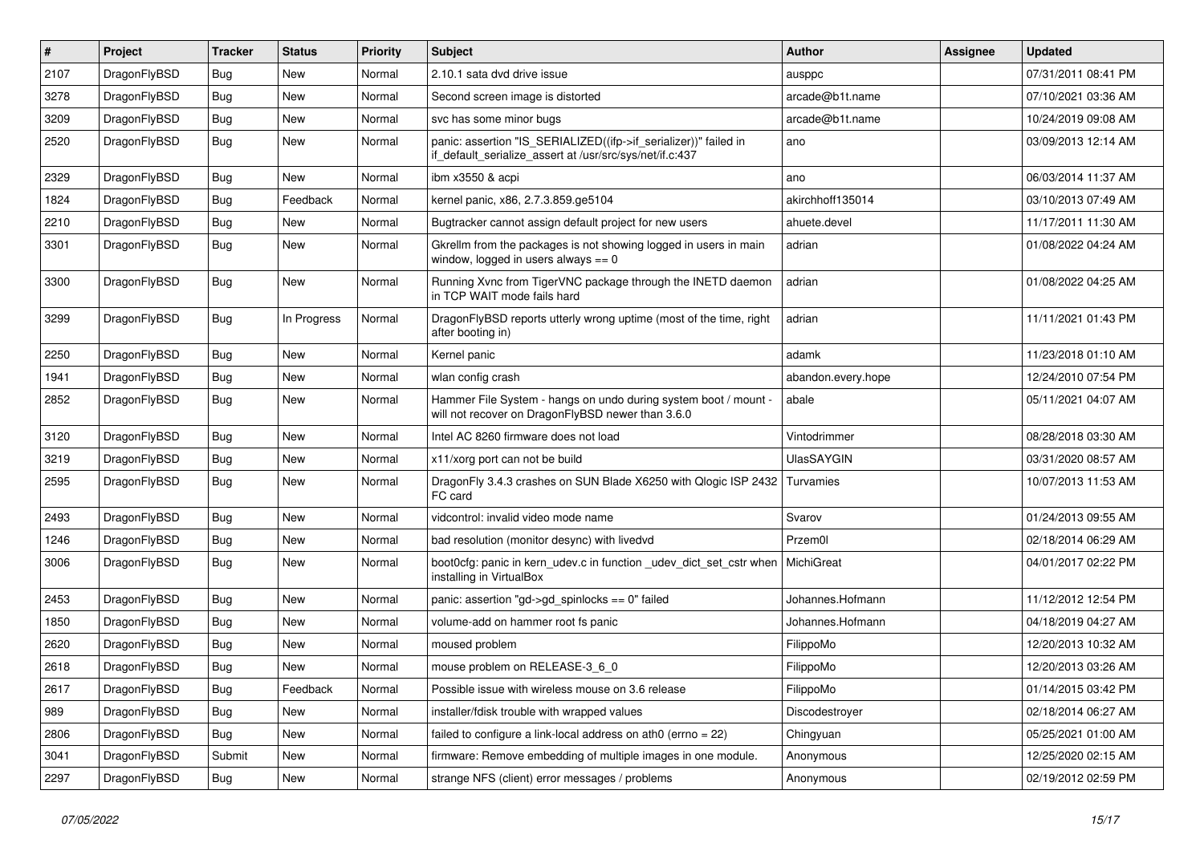| # | Project | Tracker | Status | Priority | Subject | Author | Assignee | Updated |
|---|---|---|---|---|---|---|---|---|
| 2107 | DragonFlyBSD | Bug | New | Normal | 2.10.1 sata dvd drive issue | ausppc | | 07/31/2011 08:41 PM |
| 3278 | DragonFlyBSD | Bug | New | Normal | Second screen image is distorted | arcade@b1t.name | | 07/10/2021 03:36 AM |
| 3209 | DragonFlyBSD | Bug | New | Normal | svc has some minor bugs | arcade@b1t.name | | 10/24/2019 09:08 AM |
| 2520 | DragonFlyBSD | Bug | New | Normal | panic: assertion "IS_SERIALIZED((ifp->if_serializer))" failed in if_default_serialize_assert at /usr/src/sys/net/if.c:437 | ano | | 03/09/2013 12:14 AM |
| 2329 | DragonFlyBSD | Bug | New | Normal | ibm x3550 & acpi | ano | | 06/03/2014 11:37 AM |
| 1824 | DragonFlyBSD | Bug | Feedback | Normal | kernel panic, x86, 2.7.3.859.ge5104 | akirchhoff135014 | | 03/10/2013 07:49 AM |
| 2210 | DragonFlyBSD | Bug | New | Normal | Bugtracker cannot assign default project for new users | ahuete.devel | | 11/17/2011 11:30 AM |
| 3301 | DragonFlyBSD | Bug | New | Normal | Gkrellm from the packages is not showing logged in users in main window, logged in users always == 0 | adrian | | 01/08/2022 04:24 AM |
| 3300 | DragonFlyBSD | Bug | New | Normal | Running Xvnc from TigerVNC package through the INETD daemon in TCP WAIT mode fails hard | adrian | | 01/08/2022 04:25 AM |
| 3299 | DragonFlyBSD | Bug | In Progress | Normal | DragonFlyBSD reports utterly wrong uptime (most of the time, right after booting in) | adrian | | 11/11/2021 01:43 PM |
| 2250 | DragonFlyBSD | Bug | New | Normal | Kernel panic | adamk | | 11/23/2018 01:10 AM |
| 1941 | DragonFlyBSD | Bug | New | Normal | wlan config crash | abandon.every.hope | | 12/24/2010 07:54 PM |
| 2852 | DragonFlyBSD | Bug | New | Normal | Hammer File System - hangs on undo during system boot / mount - will not recover on DragonFlyBSD newer than 3.6.0 | abale | | 05/11/2021 04:07 AM |
| 3120 | DragonFlyBSD | Bug | New | Normal | Intel AC 8260 firmware does not load | Vintodrimmer | | 08/28/2018 03:30 AM |
| 3219 | DragonFlyBSD | Bug | New | Normal | x11/xorg port can not be build | UlasSAYGIN | | 03/31/2020 08:57 AM |
| 2595 | DragonFlyBSD | Bug | New | Normal | DragonFly 3.4.3 crashes on SUN Blade X6250 with Qlogic ISP 2432 FC card | Turvamies | | 10/07/2013 11:53 AM |
| 2493 | DragonFlyBSD | Bug | New | Normal | vidcontrol: invalid video mode name | Svarov | | 01/24/2013 09:55 AM |
| 1246 | DragonFlyBSD | Bug | New | Normal | bad resolution (monitor desync) with livedvd | Przem0l | | 02/18/2014 06:29 AM |
| 3006 | DragonFlyBSD | Bug | New | Normal | boot0cfg: panic in kern_udev.c in function _udev_dict_set_cstr when installing in VirtualBox | MichiGreat | | 04/01/2017 02:22 PM |
| 2453 | DragonFlyBSD | Bug | New | Normal | panic: assertion "gd->gd_spinlocks == 0" failed | Johannes.Hofmann | | 11/12/2012 12:54 PM |
| 1850 | DragonFlyBSD | Bug | New | Normal | volume-add on hammer root fs panic | Johannes.Hofmann | | 04/18/2019 04:27 AM |
| 2620 | DragonFlyBSD | Bug | New | Normal | moused problem | FilippoMo | | 12/20/2013 10:32 AM |
| 2618 | DragonFlyBSD | Bug | New | Normal | mouse problem on RELEASE-3_6_0 | FilippoMo | | 12/20/2013 03:26 AM |
| 2617 | DragonFlyBSD | Bug | Feedback | Normal | Possible issue with wireless mouse on 3.6 release | FilippoMo | | 01/14/2015 03:42 PM |
| 989 | DragonFlyBSD | Bug | New | Normal | installer/fdisk trouble with wrapped values | Discodestroyer | | 02/18/2014 06:27 AM |
| 2806 | DragonFlyBSD | Bug | New | Normal | failed to configure a link-local address on ath0 (errno = 22) | Chingyuan | | 05/25/2021 01:00 AM |
| 3041 | DragonFlyBSD | Submit | New | Normal | firmware: Remove embedding of multiple images in one module. | Anonymous | | 12/25/2020 02:15 AM |
| 2297 | DragonFlyBSD | Bug | New | Normal | strange NFS (client) error messages / problems | Anonymous | | 02/19/2012 02:59 PM |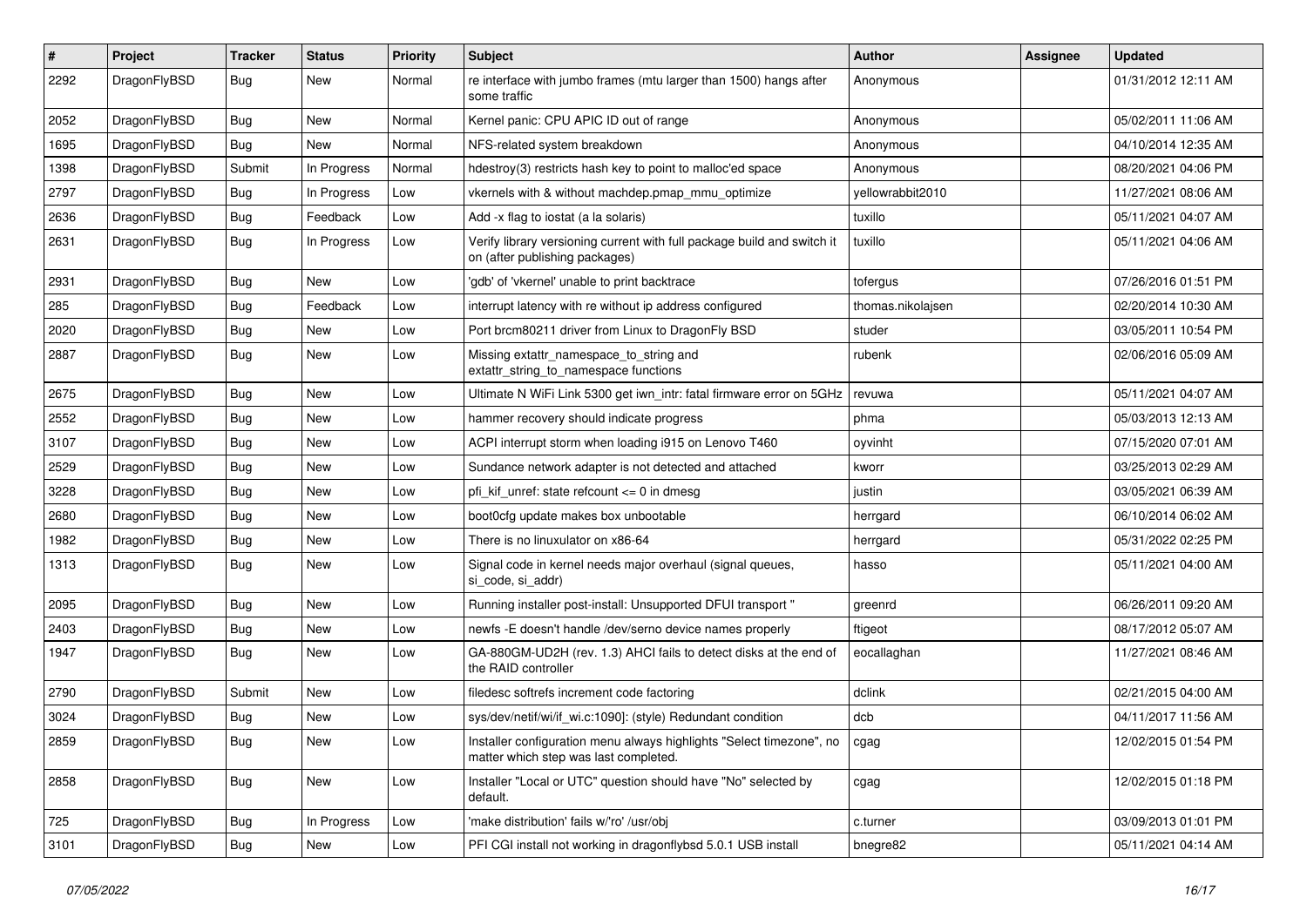| # | Project | Tracker | Status | Priority | Subject | Author | Assignee | Updated |
|---|---|---|---|---|---|---|---|---|
| 2292 | DragonFlyBSD | Bug | New | Normal | re interface with jumbo frames (mtu larger than 1500) hangs after some traffic | Anonymous | | 01/31/2012 12:11 AM |
| 2052 | DragonFlyBSD | Bug | New | Normal | Kernel panic: CPU APIC ID out of range | Anonymous | | 05/02/2011 11:06 AM |
| 1695 | DragonFlyBSD | Bug | New | Normal | NFS-related system breakdown | Anonymous | | 04/10/2014 12:35 AM |
| 1398 | DragonFlyBSD | Submit | In Progress | Normal | hdestroy(3) restricts hash key to point to malloc'ed space | Anonymous | | 08/20/2021 04:06 PM |
| 2797 | DragonFlyBSD | Bug | In Progress | Low | vkernels with & without machdep.pmap_mmu_optimize | yellowrabbit2010 | | 11/27/2021 08:06 AM |
| 2636 | DragonFlyBSD | Bug | Feedback | Low | Add -x flag to iostat (a la solaris) | tuxillo | | 05/11/2021 04:07 AM |
| 2631 | DragonFlyBSD | Bug | In Progress | Low | Verify library versioning current with full package build and switch it on (after publishing packages) | tuxillo | | 05/11/2021 04:06 AM |
| 2931 | DragonFlyBSD | Bug | New | Low | 'gdb' of 'vkernel' unable to print backtrace | tofergus | | 07/26/2016 01:51 PM |
| 285 | DragonFlyBSD | Bug | Feedback | Low | interrupt latency with re without ip address configured | thomas.nikolajsen | | 02/20/2014 10:30 AM |
| 2020 | DragonFlyBSD | Bug | New | Low | Port brcm80211 driver from Linux to DragonFly BSD | studer | | 03/05/2011 10:54 PM |
| 2887 | DragonFlyBSD | Bug | New | Low | Missing extattr_namespace_to_string and extattr_string_to_namespace functions | rubenk | | 02/06/2016 05:09 AM |
| 2675 | DragonFlyBSD | Bug | New | Low | Ultimate N WiFi Link 5300 get iwn_intr: fatal firmware error on 5GHz | revuwa | | 05/11/2021 04:07 AM |
| 2552 | DragonFlyBSD | Bug | New | Low | hammer recovery should indicate progress | phma | | 05/03/2013 12:13 AM |
| 3107 | DragonFlyBSD | Bug | New | Low | ACPI interrupt storm when loading i915 on Lenovo T460 | oyvinht | | 07/15/2020 07:01 AM |
| 2529 | DragonFlyBSD | Bug | New | Low | Sundance network adapter is not detected and attached | kworr | | 03/25/2013 02:29 AM |
| 3228 | DragonFlyBSD | Bug | New | Low | pfi_kif_unref: state refcount <= 0 in dmesg | justin | | 03/05/2021 06:39 AM |
| 2680 | DragonFlyBSD | Bug | New | Low | boot0cfg update makes box unbootable | herrgard | | 06/10/2014 06:02 AM |
| 1982 | DragonFlyBSD | Bug | New | Low | There is no linuxulator on x86-64 | herrgard | | 05/31/2022 02:25 PM |
| 1313 | DragonFlyBSD | Bug | New | Low | Signal code in kernel needs major overhaul (signal queues, si_code, si_addr) | hasso | | 05/11/2021 04:00 AM |
| 2095 | DragonFlyBSD | Bug | New | Low | Running installer post-install: Unsupported DFUI transport " | greenrd | | 06/26/2011 09:20 AM |
| 2403 | DragonFlyBSD | Bug | New | Low | newfs -E doesn't handle /dev/serno device names properly | ftigeot | | 08/17/2012 05:07 AM |
| 1947 | DragonFlyBSD | Bug | New | Low | GA-880GM-UD2H (rev. 1.3) AHCI fails to detect disks at the end of the RAID controller | eocallaghan | | 11/27/2021 08:46 AM |
| 2790 | DragonFlyBSD | Submit | New | Low | filedesc softrefs increment code factoring | dclink | | 02/21/2015 04:00 AM |
| 3024 | DragonFlyBSD | Bug | New | Low | sys/dev/netif/wi/if_wi.c:1090]: (style) Redundant condition | dcb | | 04/11/2017 11:56 AM |
| 2859 | DragonFlyBSD | Bug | New | Low | Installer configuration menu always highlights "Select timezone", no matter which step was last completed. | cgag | | 12/02/2015 01:54 PM |
| 2858 | DragonFlyBSD | Bug | New | Low | Installer "Local or UTC" question should have "No" selected by default. | cgag | | 12/02/2015 01:18 PM |
| 725 | DragonFlyBSD | Bug | In Progress | Low | 'make distribution' fails w/'ro' /usr/obj | c.turner | | 03/09/2013 01:01 PM |
| 3101 | DragonFlyBSD | Bug | New | Low | PFI CGI install not working in dragonflybsd 5.0.1 USB install | bnegre82 | | 05/11/2021 04:14 AM |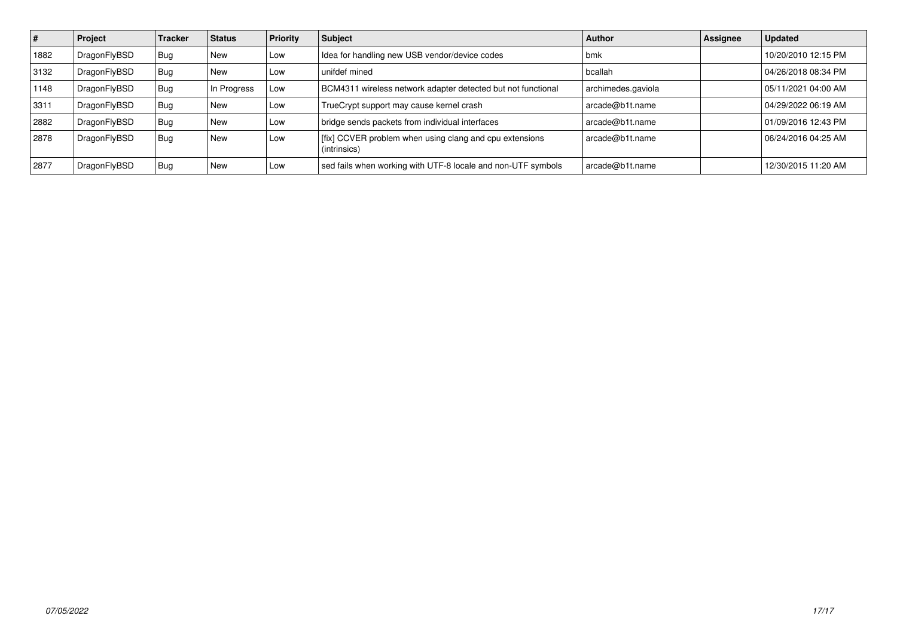| # | Project | Tracker | Status | Priority | Subject | Author | Assignee | Updated |
|---|---|---|---|---|---|---|---|---|
| 1882 | DragonFlyBSD | Bug | New | Low | Idea for handling new USB vendor/device codes | bmk | | 10/20/2010 12:15 PM |
| 3132 | DragonFlyBSD | Bug | New | Low | unifdef mined | bcallah | | 04/26/2018 08:34 PM |
| 1148 | DragonFlyBSD | Bug | In Progress | Low | BCM4311 wireless network adapter detected but not functional | archimedes.gaviola | | 05/11/2021 04:00 AM |
| 3311 | DragonFlyBSD | Bug | New | Low | TrueCrypt support may cause kernel crash | arcade@b1t.name | | 04/29/2022 06:19 AM |
| 2882 | DragonFlyBSD | Bug | New | Low | bridge sends packets from individual interfaces | arcade@b1t.name | | 01/09/2016 12:43 PM |
| 2878 | DragonFlyBSD | Bug | New | Low | [fix] CCVER problem when using clang and cpu extensions (intrinsics) | arcade@b1t.name | | 06/24/2016 04:25 AM |
| 2877 | DragonFlyBSD | Bug | New | Low | sed fails when working with UTF-8 locale and non-UTF symbols | arcade@b1t.name | | 12/30/2015 11:20 AM |

*07/05/2022*